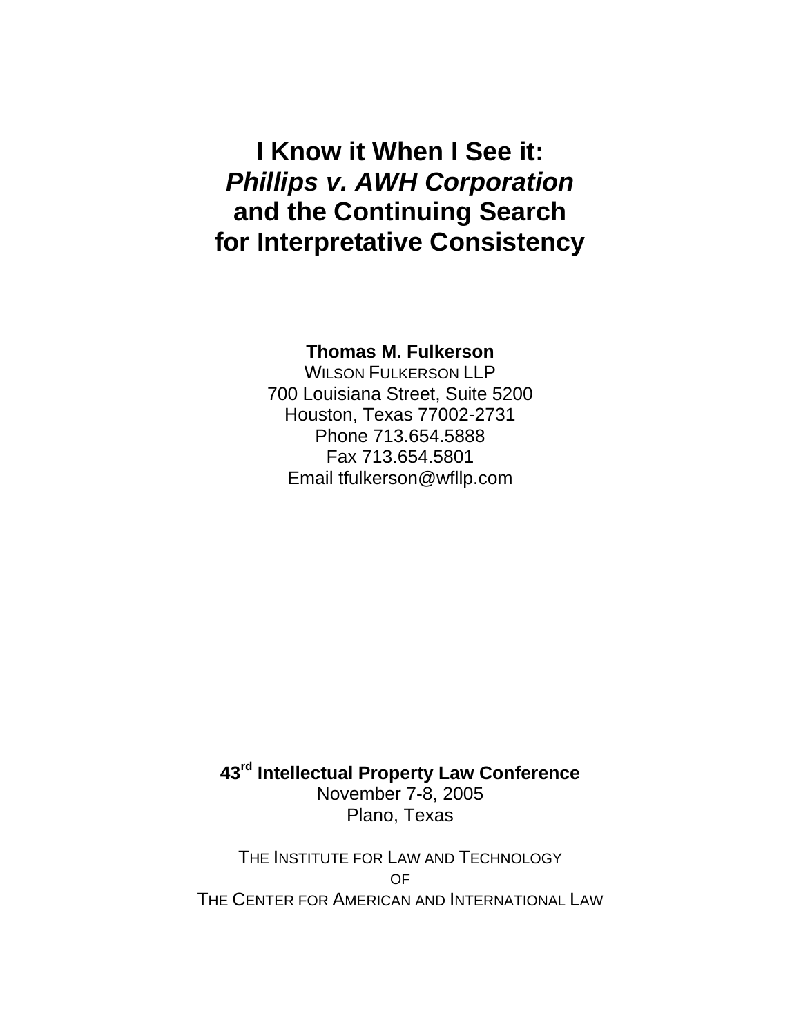# I Know it When I See it: *Phillips v. AWH Corporation* and the Continuing Search for Interpretative Consistency

**Thomas M. Fulkerson**
WILSON FULKERSON LLP
700 Louisiana Street, Suite 5200
Houston, Texas 77002-2731
Phone 713.654.5888
Fax 713.654.5801
Email tfulkerson@wfllp.com

**43rd Intellectual Property Law Conference**
November 7-8, 2005
Plano, Texas

THE INSTITUTE FOR LAW AND TECHNOLOGY
OF
THE CENTER FOR AMERICAN AND INTERNATIONAL LAW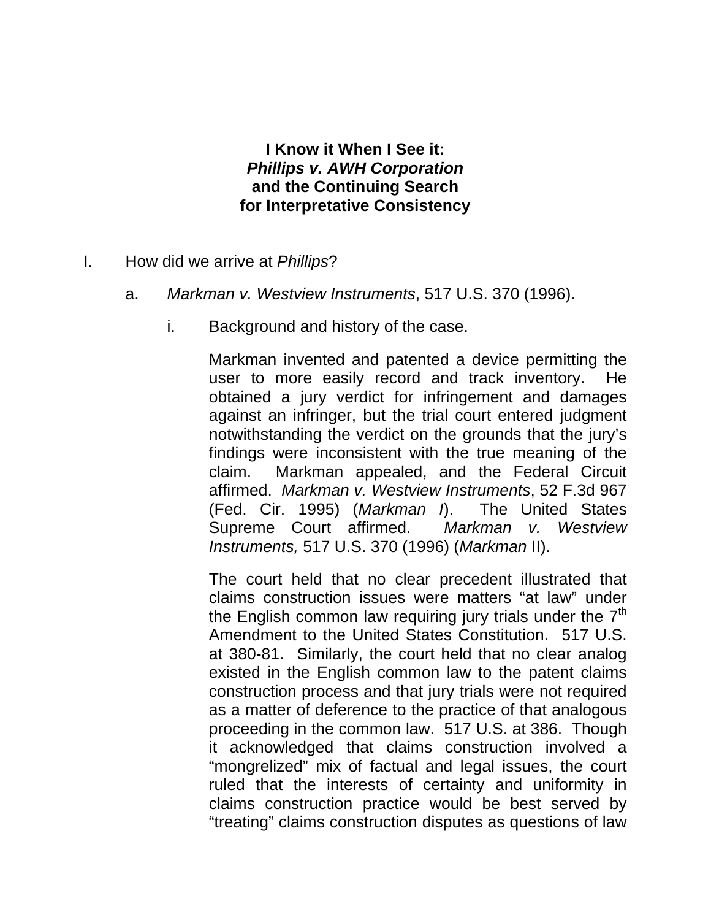**I Know it When I See it:**
***Phillips v. AWH Corporation***
**and the Continuing Search**
**for Interpretative Consistency**

I. How did we arrive at *Phillips*?

a. *Markman v. Westview Instruments*, 517 U.S. 370 (1996).

i. Background and history of the case.

Markman invented and patented a device permitting the user to more easily record and track inventory. He obtained a jury verdict for infringement and damages against an infringer, but the trial court entered judgment notwithstanding the verdict on the grounds that the jury's findings were inconsistent with the true meaning of the claim. Markman appealed, and the Federal Circuit affirmed. *Markman v. Westview Instruments*, 52 F.3d 967 (Fed. Cir. 1995) (*Markman I*). The United States Supreme Court affirmed. *Markman v. Westview Instruments,* 517 U.S. 370 (1996) (*Markman* II).

The court held that no clear precedent illustrated that claims construction issues were matters "at law" under the English common law requiring jury trials under the 7th Amendment to the United States Constitution. 517 U.S. at 380-81. Similarly, the court held that no clear analog existed in the English common law to the patent claims construction process and that jury trials were not required as a matter of deference to the practice of that analogous proceeding in the common law. 517 U.S. at 386. Though it acknowledged that claims construction involved a "mongrelized" mix of factual and legal issues, the court ruled that the interests of certainty and uniformity in claims construction practice would be best served by "treating" claims construction disputes as questions of law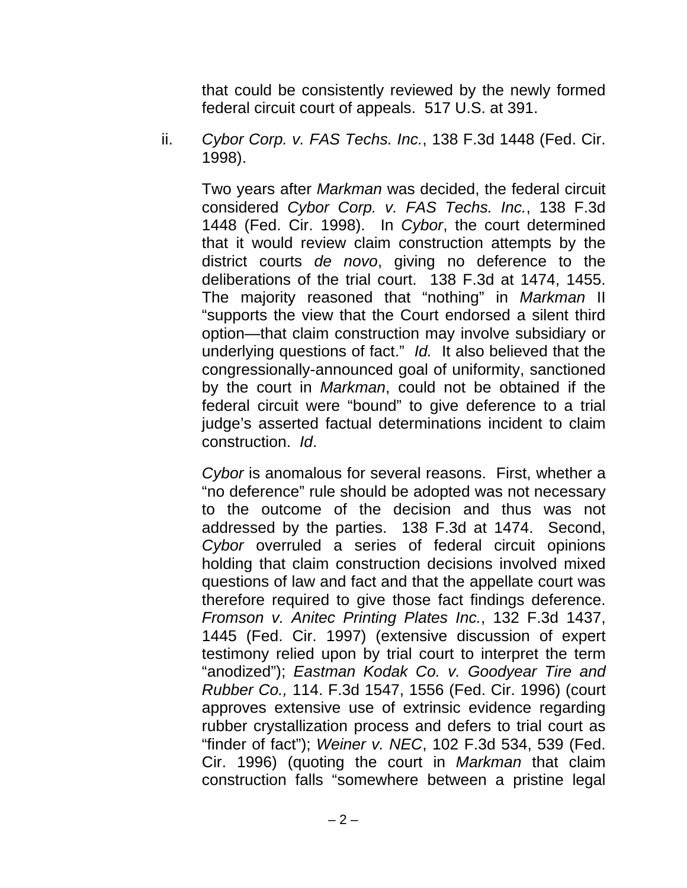that could be consistently reviewed by the newly formed federal circuit court of appeals. 517 U.S. at 391.

ii. *Cybor Corp. v. FAS Techs. Inc.*, 138 F.3d 1448 (Fed. Cir. 1998).

Two years after *Markman* was decided, the federal circuit considered *Cybor Corp. v. FAS Techs. Inc.*, 138 F.3d 1448 (Fed. Cir. 1998). In *Cybor*, the court determined that it would review claim construction attempts by the district courts *de novo*, giving no deference to the deliberations of the trial court. 138 F.3d at 1474, 1455. The majority reasoned that "nothing" in *Markman* II "supports the view that the Court endorsed a silent third option—that claim construction may involve subsidiary or underlying questions of fact." *Id.* It also believed that the congressionally-announced goal of uniformity, sanctioned by the court in *Markman*, could not be obtained if the federal circuit were "bound" to give deference to a trial judge's asserted factual determinations incident to claim construction. *Id*.

*Cybor* is anomalous for several reasons. First, whether a "no deference" rule should be adopted was not necessary to the outcome of the decision and thus was not addressed by the parties. 138 F.3d at 1474. Second, *Cybor* overruled a series of federal circuit opinions holding that claim construction decisions involved mixed questions of law and fact and that the appellate court was therefore required to give those fact findings deference. *Fromson v. Anitec Printing Plates Inc.*, 132 F.3d 1437, 1445 (Fed. Cir. 1997) (extensive discussion of expert testimony relied upon by trial court to interpret the term "anodized"); *Eastman Kodak Co. v. Goodyear Tire and Rubber Co.,* 114. F.3d 1547, 1556 (Fed. Cir. 1996) (court approves extensive use of extrinsic evidence regarding rubber crystallization process and defers to trial court as "finder of fact"); *Weiner v. NEC*, 102 F.3d 534, 539 (Fed. Cir. 1996) (quoting the court in *Markman* that claim construction falls "somewhere between a pristine legal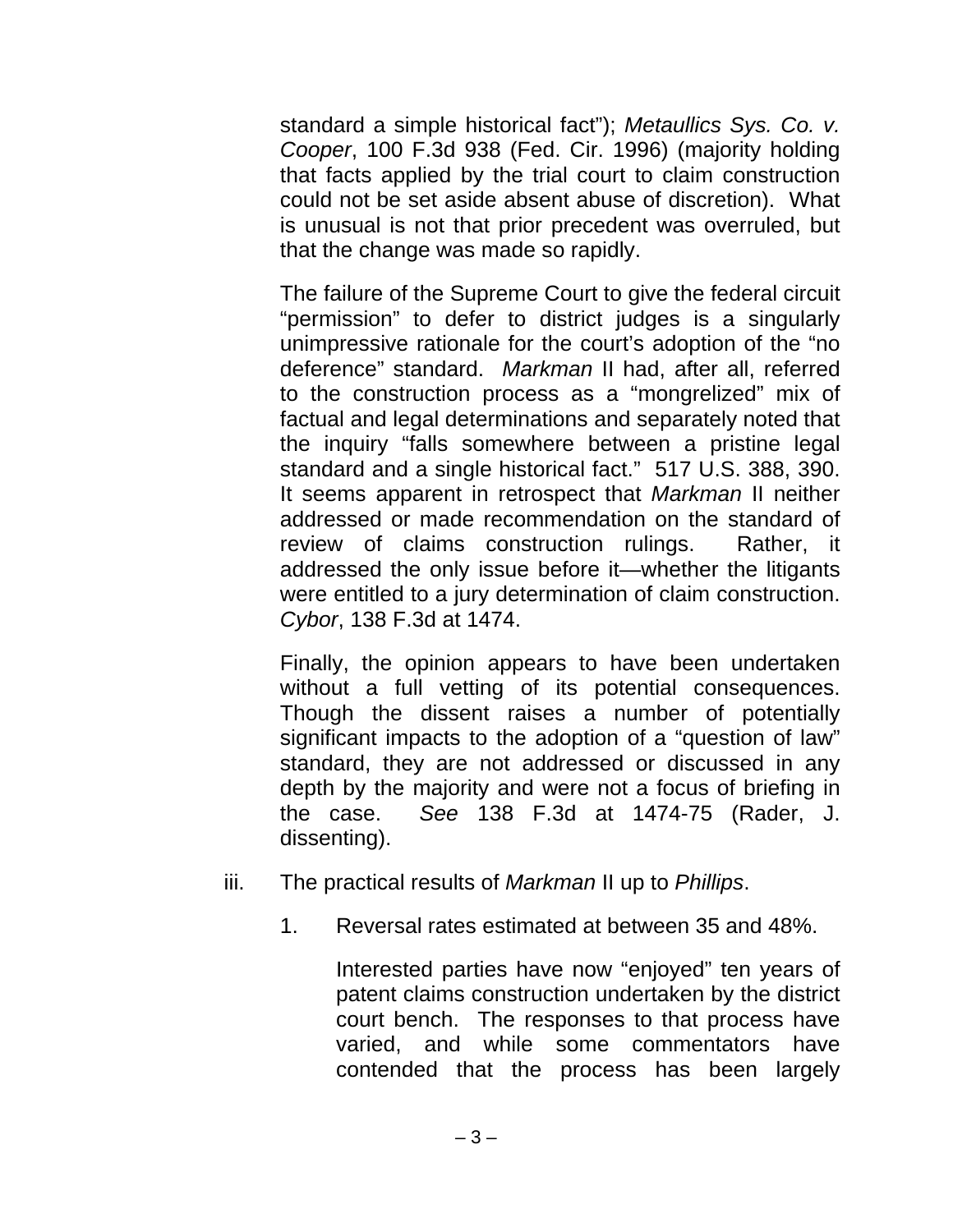standard a simple historical fact"); *Metaullics Sys. Co. v. Cooper*, 100 F.3d 938 (Fed. Cir. 1996) (majority holding that facts applied by the trial court to claim construction could not be set aside absent abuse of discretion). What is unusual is not that prior precedent was overruled, but that the change was made so rapidly.

The failure of the Supreme Court to give the federal circuit "permission" to defer to district judges is a singularly unimpressive rationale for the court's adoption of the "no deference" standard. *Markman* II had, after all, referred to the construction process as a "mongrelized" mix of factual and legal determinations and separately noted that the inquiry "falls somewhere between a pristine legal standard and a single historical fact." 517 U.S. 388, 390. It seems apparent in retrospect that *Markman* II neither addressed or made recommendation on the standard of review of claims construction rulings. Rather, it addressed the only issue before it—whether the litigants were entitled to a jury determination of claim construction. *Cybor*, 138 F.3d at 1474.

Finally, the opinion appears to have been undertaken without a full vetting of its potential consequences. Though the dissent raises a number of potentially significant impacts to the adoption of a "question of law" standard, they are not addressed or discussed in any depth by the majority and were not a focus of briefing in the case. *See* 138 F.3d at 1474-75 (Rader, J. dissenting).

iii. The practical results of *Markman* II up to *Phillips*.

1. Reversal rates estimated at between 35 and 48%.

Interested parties have now "enjoyed" ten years of patent claims construction undertaken by the district court bench. The responses to that process have varied, and while some commentators have contended that the process has been largely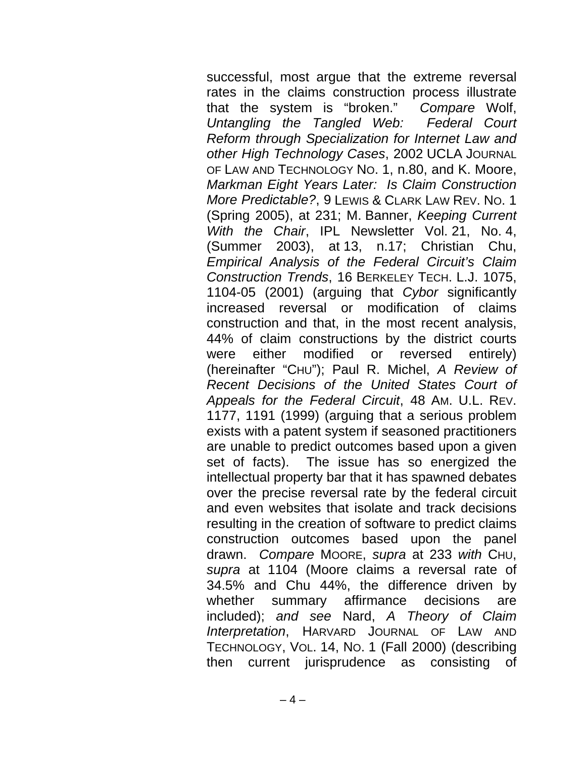successful, most argue that the extreme reversal rates in the claims construction process illustrate that the system is "broken." *Compare* Wolf, *Untangling the Tangled Web: Federal Court Reform through Specialization for Internet Law and other High Technology Cases*, 2002 UCLA JOURNAL OF LAW AND TECHNOLOGY NO. 1, n.80, and K. Moore, *Markman Eight Years Later: Is Claim Construction More Predictable?*, 9 LEWIS & CLARK LAW REV. NO. 1 (Spring 2005), at 231; M. Banner, *Keeping Current With the Chair*, IPL Newsletter Vol. 21, No. 4, (Summer 2003), at 13, n.17; Christian Chu, *Empirical Analysis of the Federal Circuit's Claim Construction Trends*, 16 BERKELEY TECH. L.J. 1075, 1104-05 (2001) (arguing that *Cybor* significantly increased reversal or modification of claims construction and that, in the most recent analysis, 44% of claim constructions by the district courts were either modified or reversed entirely) (hereinafter "CHU"); Paul R. Michel, *A Review of Recent Decisions of the United States Court of Appeals for the Federal Circuit*, 48 AM. U.L. REV. 1177, 1191 (1999) (arguing that a serious problem exists with a patent system if seasoned practitioners are unable to predict outcomes based upon a given set of facts). The issue has so energized the intellectual property bar that it has spawned debates over the precise reversal rate by the federal circuit and even websites that isolate and track decisions resulting in the creation of software to predict claims construction outcomes based upon the panel drawn. *Compare* MOORE, *supra* at 233 *with* CHU, *supra* at 1104 (Moore claims a reversal rate of 34.5% and Chu 44%, the difference driven by whether summary affirmance decisions are included); *and see* Nard, *A Theory of Claim Interpretation*, HARVARD JOURNAL OF LAW AND TECHNOLOGY, VOL. 14, NO. 1 (Fall 2000) (describing then current jurisprudence as consisting of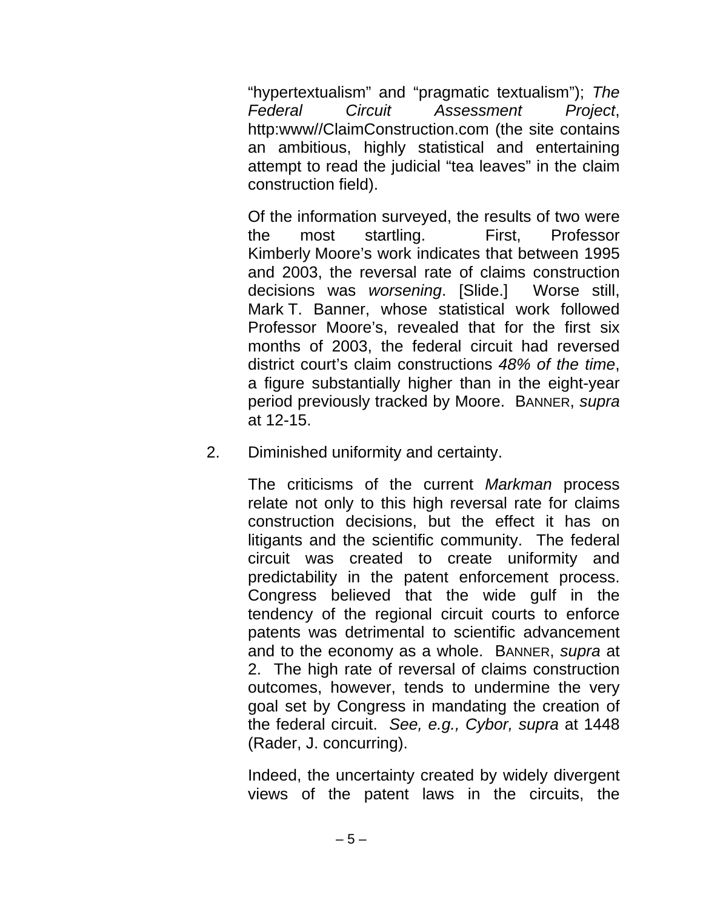"hypertextualism" and "pragmatic textualism"); *The Federal Circuit Assessment Project*, http:www//ClaimConstruction.com (the site contains an ambitious, highly statistical and entertaining attempt to read the judicial "tea leaves" in the claim construction field).

Of the information surveyed, the results of two were the most startling. First, Professor Kimberly Moore's work indicates that between 1995 and 2003, the reversal rate of claims construction decisions was *worsening*. [Slide.] Worse still, Mark T. Banner, whose statistical work followed Professor Moore's, revealed that for the first six months of 2003, the federal circuit had reversed district court's claim constructions *48% of the time*, a figure substantially higher than in the eight-year period previously tracked by Moore. BANNER, *supra* at 12-15.

2. Diminished uniformity and certainty.

The criticisms of the current *Markman* process relate not only to this high reversal rate for claims construction decisions, but the effect it has on litigants and the scientific community. The federal circuit was created to create uniformity and predictability in the patent enforcement process. Congress believed that the wide gulf in the tendency of the regional circuit courts to enforce patents was detrimental to scientific advancement and to the economy as a whole. BANNER, *supra* at 2. The high rate of reversal of claims construction outcomes, however, tends to undermine the very goal set by Congress in mandating the creation of the federal circuit. *See, e.g., Cybor, supra* at 1448 (Rader, J. concurring).

Indeed, the uncertainty created by widely divergent views of the patent laws in the circuits, the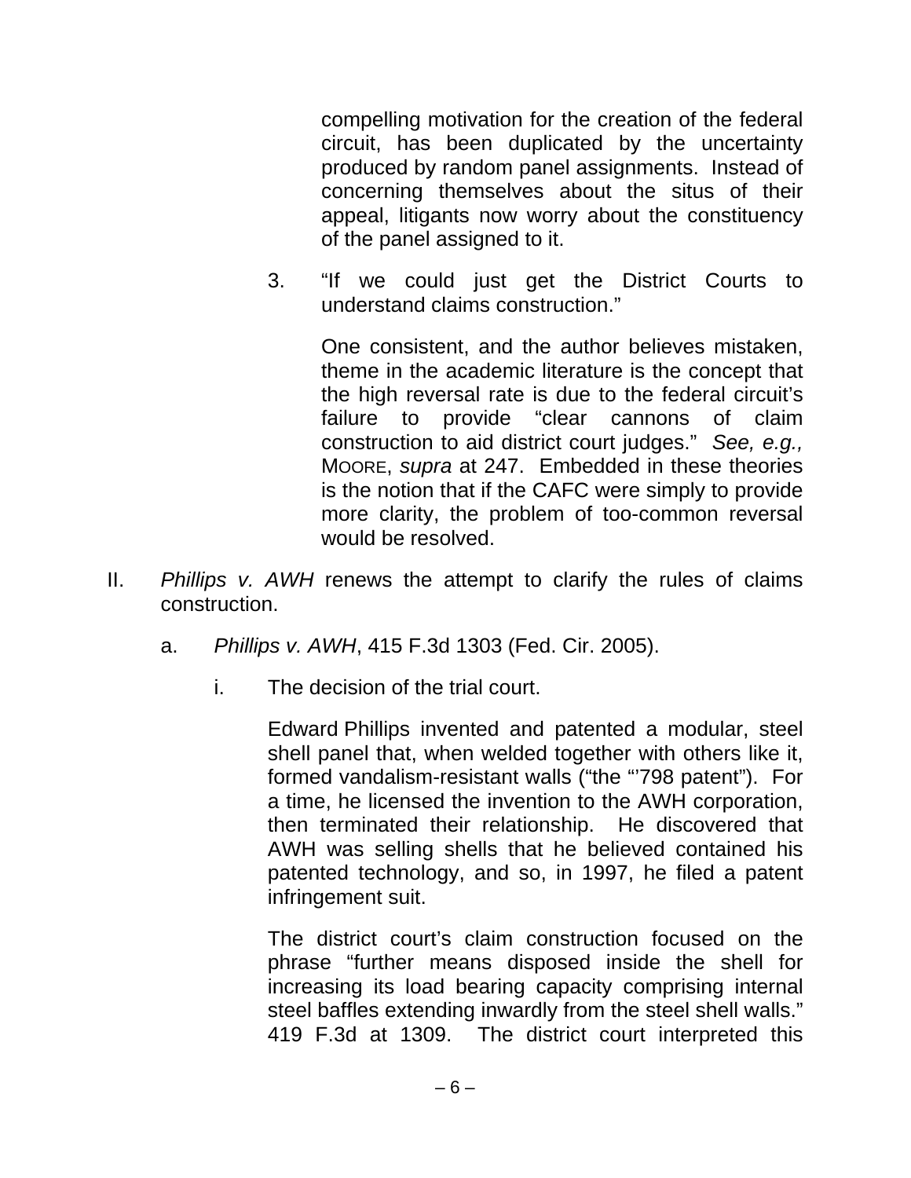compelling motivation for the creation of the federal circuit, has been duplicated by the uncertainty produced by random panel assignments. Instead of concerning themselves about the situs of their appeal, litigants now worry about the constituency of the panel assigned to it.

3. "If we could just get the District Courts to understand claims construction."

   One consistent, and the author believes mistaken, theme in the academic literature is the concept that the high reversal rate is due to the federal circuit's failure to provide "clear cannons of claim construction to aid district court judges." *See, e.g.,* MOORE, *supra* at 247. Embedded in these theories is the notion that if the CAFC were simply to provide more clarity, the problem of too-common reversal would be resolved.

II. *Phillips v. AWH* renews the attempt to clarify the rules of claims construction.

   a. *Phillips v. AWH*, 415 F.3d 1303 (Fed. Cir. 2005).

      i. The decision of the trial court.

         Edward Phillips invented and patented a modular, steel shell panel that, when welded together with others like it, formed vandalism-resistant walls ("the "'798 patent"). For a time, he licensed the invention to the AWH corporation, then terminated their relationship. He discovered that AWH was selling shells that he believed contained his patented technology, and so, in 1997, he filed a patent infringement suit.

         The district court's claim construction focused on the phrase "further means disposed inside the shell for increasing its load bearing capacity comprising internal steel baffles extending inwardly from the steel shell walls." 419 F.3d at 1309. The district court interpreted this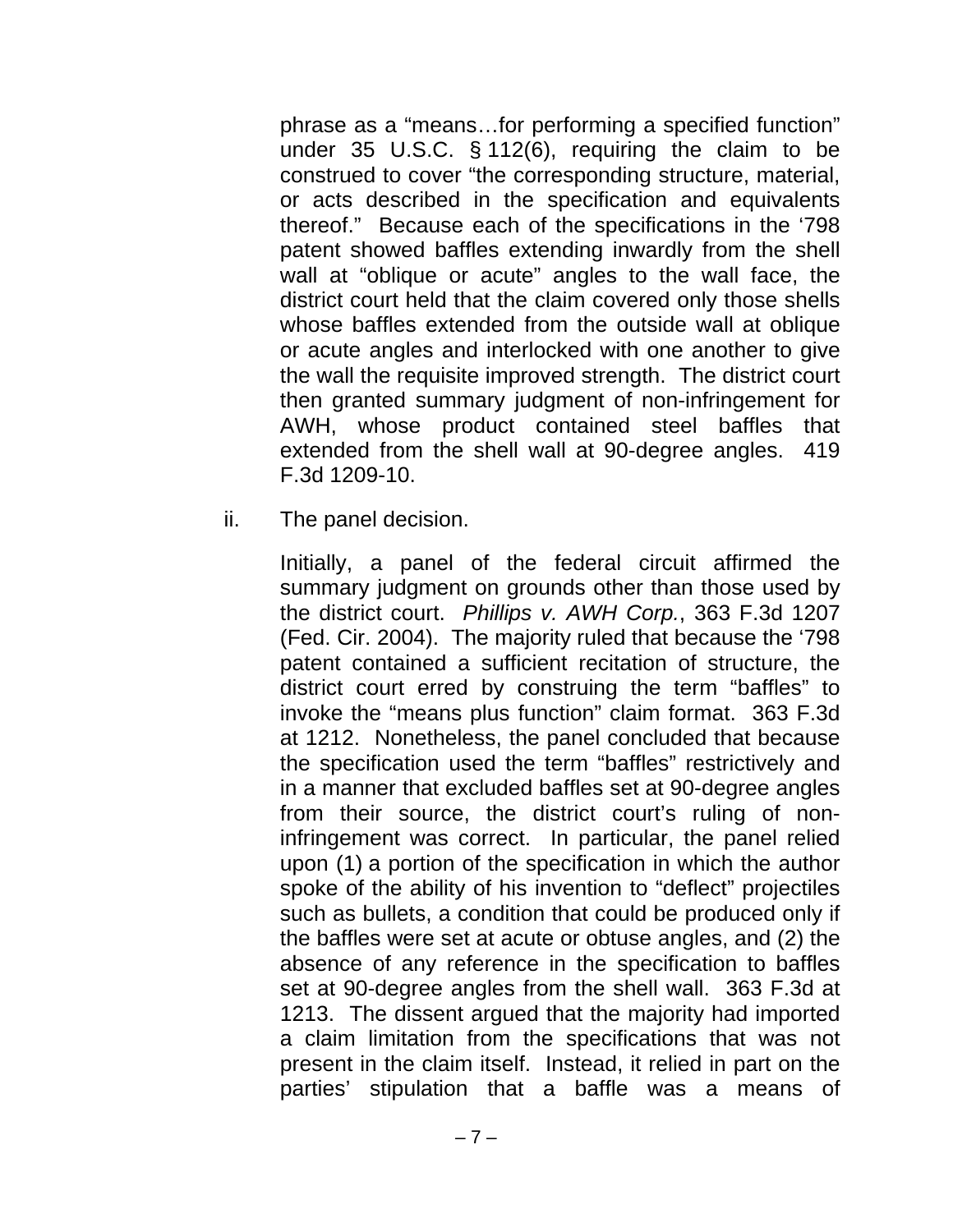phrase as a "means…for performing a specified function" under 35 U.S.C. § 112(6), requiring the claim to be construed to cover "the corresponding structure, material, or acts described in the specification and equivalents thereof." Because each of the specifications in the '798 patent showed baffles extending inwardly from the shell wall at "oblique or acute" angles to the wall face, the district court held that the claim covered only those shells whose baffles extended from the outside wall at oblique or acute angles and interlocked with one another to give the wall the requisite improved strength. The district court then granted summary judgment of non-infringement for AWH, whose product contained steel baffles that extended from the shell wall at 90-degree angles. 419 F.3d 1209-10.

ii. The panel decision.

Initially, a panel of the federal circuit affirmed the summary judgment on grounds other than those used by the district court. *Phillips v. AWH Corp.*, 363 F.3d 1207 (Fed. Cir. 2004). The majority ruled that because the '798 patent contained a sufficient recitation of structure, the district court erred by construing the term "baffles" to invoke the "means plus function" claim format. 363 F.3d at 1212. Nonetheless, the panel concluded that because the specification used the term "baffles" restrictively and in a manner that excluded baffles set at 90-degree angles from their source, the district court's ruling of non-infringement was correct. In particular, the panel relied upon (1) a portion of the specification in which the author spoke of the ability of his invention to "deflect" projectiles such as bullets, a condition that could be produced only if the baffles were set at acute or obtuse angles, and (2) the absence of any reference in the specification to baffles set at 90-degree angles from the shell wall. 363 F.3d at 1213. The dissent argued that the majority had imported a claim limitation from the specifications that was not present in the claim itself. Instead, it relied in part on the parties' stipulation that a baffle was a means of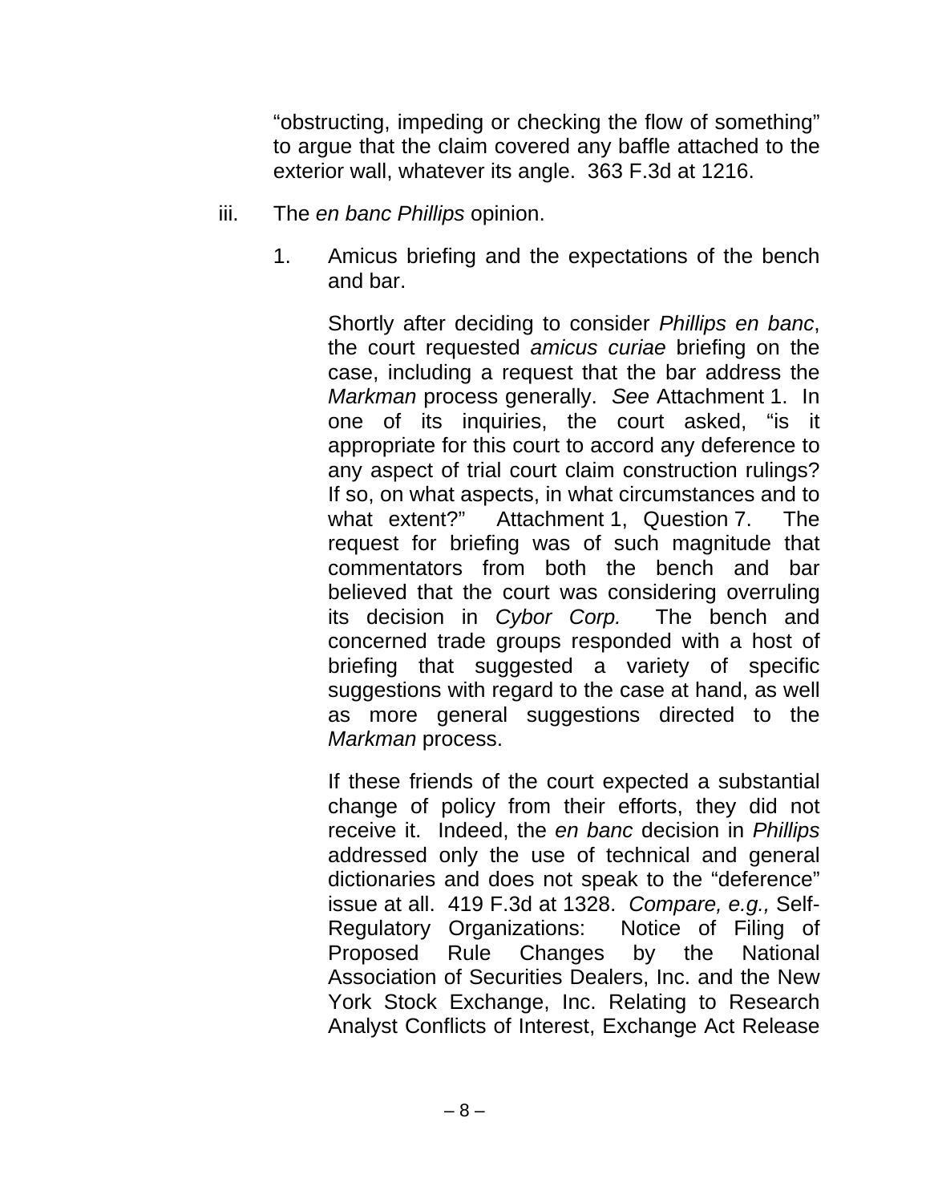"obstructing, impeding or checking the flow of something" to argue that the claim covered any baffle attached to the exterior wall, whatever its angle. 363 F.3d at 1216.

iii. The *en banc Phillips* opinion.

1. Amicus briefing and the expectations of the bench and bar.

Shortly after deciding to consider *Phillips en banc*, the court requested *amicus curiae* briefing on the case, including a request that the bar address the *Markman* process generally. *See* Attachment 1. In one of its inquiries, the court asked, "is it appropriate for this court to accord any deference to any aspect of trial court claim construction rulings? If so, on what aspects, in what circumstances and to what extent?" Attachment 1, Question 7. The request for briefing was of such magnitude that commentators from both the bench and bar believed that the court was considering overruling its decision in *Cybor Corp.* The bench and concerned trade groups responded with a host of briefing that suggested a variety of specific suggestions with regard to the case at hand, as well as more general suggestions directed to the *Markman* process.

If these friends of the court expected a substantial change of policy from their efforts, they did not receive it. Indeed, the *en banc* decision in *Phillips* addressed only the use of technical and general dictionaries and does not speak to the "deference" issue at all. 419 F.3d at 1328. *Compare, e.g.,* Self-Regulatory Organizations: Notice of Filing of Proposed Rule Changes by the National Association of Securities Dealers, Inc. and the New York Stock Exchange, Inc. Relating to Research Analyst Conflicts of Interest, Exchange Act Release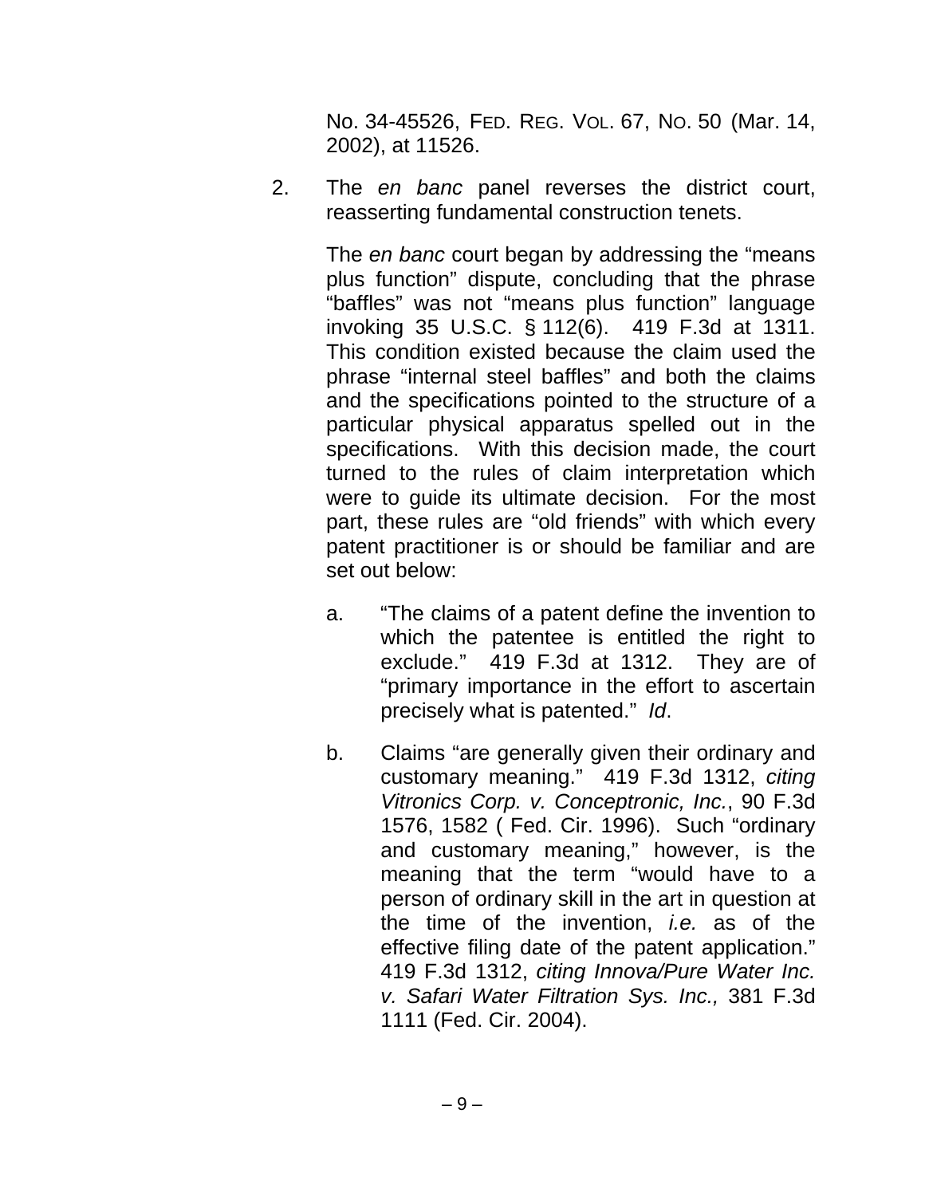No. 34-45526, FED. REG. VOL. 67, NO. 50 (Mar. 14, 2002), at 11526.

2. The *en banc* panel reverses the district court, reasserting fundamental construction tenets.

   The *en banc* court began by addressing the "means plus function" dispute, concluding that the phrase "baffles" was not "means plus function" language invoking 35 U.S.C. § 112(6). 419 F.3d at 1311. This condition existed because the claim used the phrase "internal steel baffles" and both the claims and the specifications pointed to the structure of a particular physical apparatus spelled out in the specifications. With this decision made, the court turned to the rules of claim interpretation which were to guide its ultimate decision. For the most part, these rules are "old friends" with which every patent practitioner is or should be familiar and are set out below:

   a. "The claims of a patent define the invention to which the patentee is entitled the right to exclude." 419 F.3d at 1312. They are of "primary importance in the effort to ascertain precisely what is patented." *Id*.

   b. Claims "are generally given their ordinary and customary meaning." 419 F.3d 1312, *citing Vitronics Corp. v. Conceptronic, Inc.*, 90 F.3d 1576, 1582 ( Fed. Cir. 1996). Such "ordinary and customary meaning," however, is the meaning that the term "would have to a person of ordinary skill in the art in question at the time of the invention, *i.e.* as of the effective filing date of the patent application." 419 F.3d 1312, *citing Innova/Pure Water Inc. v. Safari Water Filtration Sys. Inc.,* 381 F.3d 1111 (Fed. Cir. 2004).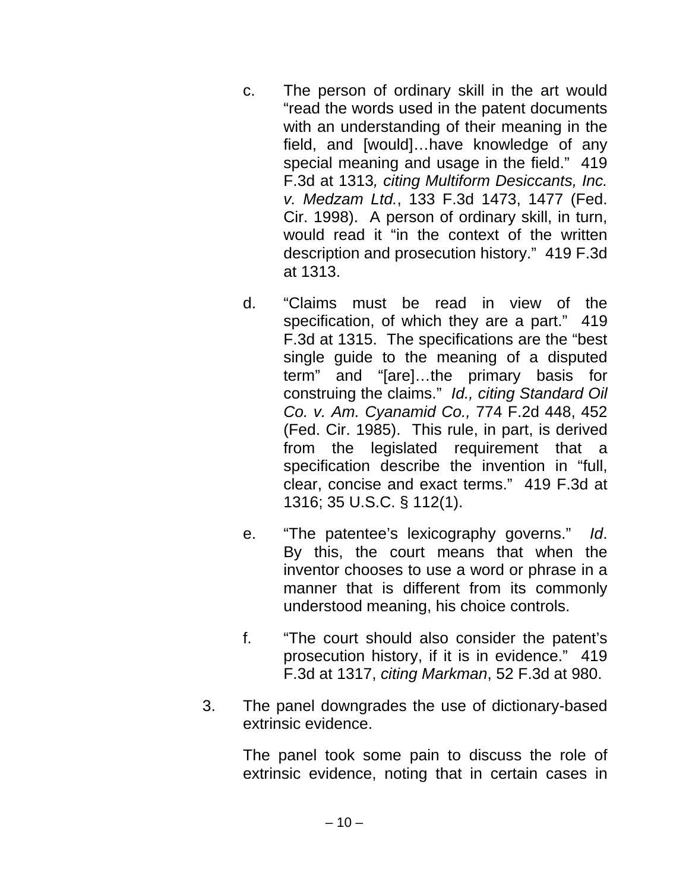c. The person of ordinary skill in the art would "read the words used in the patent documents with an understanding of their meaning in the field, and [would]…have knowledge of any special meaning and usage in the field." 419 F.3d at 1313*, citing Multiform Desiccants, Inc. v. Medzam Ltd.*, 133 F.3d 1473, 1477 (Fed. Cir. 1998). A person of ordinary skill, in turn, would read it "in the context of the written description and prosecution history." 419 F.3d at 1313.

d. "Claims must be read in view of the specification, of which they are a part." 419 F.3d at 1315. The specifications are the "best single guide to the meaning of a disputed term" and "[are]…the primary basis for construing the claims." *Id., citing Standard Oil Co. v. Am. Cyanamid Co.,* 774 F.2d 448, 452 (Fed. Cir. 1985). This rule, in part, is derived from the legislated requirement that a specification describe the invention in "full, clear, concise and exact terms." 419 F.3d at 1316; 35 U.S.C. § 112(1).

e. "The patentee's lexicography governs." *Id*. By this, the court means that when the inventor chooses to use a word or phrase in a manner that is different from its commonly understood meaning, his choice controls.

f. "The court should also consider the patent's prosecution history, if it is in evidence." 419 F.3d at 1317, *citing Markman*, 52 F.3d at 980.

3. The panel downgrades the use of dictionary-based extrinsic evidence.

   The panel took some pain to discuss the role of extrinsic evidence, noting that in certain cases in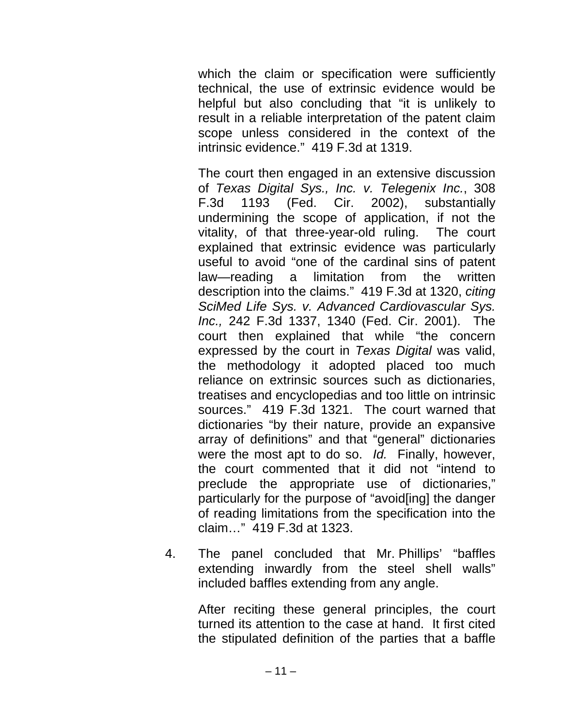which the claim or specification were sufficiently technical, the use of extrinsic evidence would be helpful but also concluding that "it is unlikely to result in a reliable interpretation of the patent claim scope unless considered in the context of the intrinsic evidence." 419 F.3d at 1319.

The court then engaged in an extensive discussion of *Texas Digital Sys., Inc. v. Telegenix Inc.*, 308 F.3d 1193 (Fed. Cir. 2002), substantially undermining the scope of application, if not the vitality, of that three-year-old ruling. The court explained that extrinsic evidence was particularly useful to avoid "one of the cardinal sins of patent law—reading a limitation from the written description into the claims." 419 F.3d at 1320, *citing SciMed Life Sys. v. Advanced Cardiovascular Sys. Inc.,* 242 F.3d 1337, 1340 (Fed. Cir. 2001). The court then explained that while "the concern expressed by the court in *Texas Digital* was valid, the methodology it adopted placed too much reliance on extrinsic sources such as dictionaries, treatises and encyclopedias and too little on intrinsic sources." 419 F.3d 1321. The court warned that dictionaries "by their nature, provide an expansive array of definitions" and that "general" dictionaries were the most apt to do so. *Id.* Finally, however, the court commented that it did not "intend to preclude the appropriate use of dictionaries," particularly for the purpose of "avoid[ing] the danger of reading limitations from the specification into the claim…" 419 F.3d at 1323.

4. The panel concluded that Mr. Phillips' "baffles extending inwardly from the steel shell walls" included baffles extending from any angle.

After reciting these general principles, the court turned its attention to the case at hand. It first cited the stipulated definition of the parties that a baffle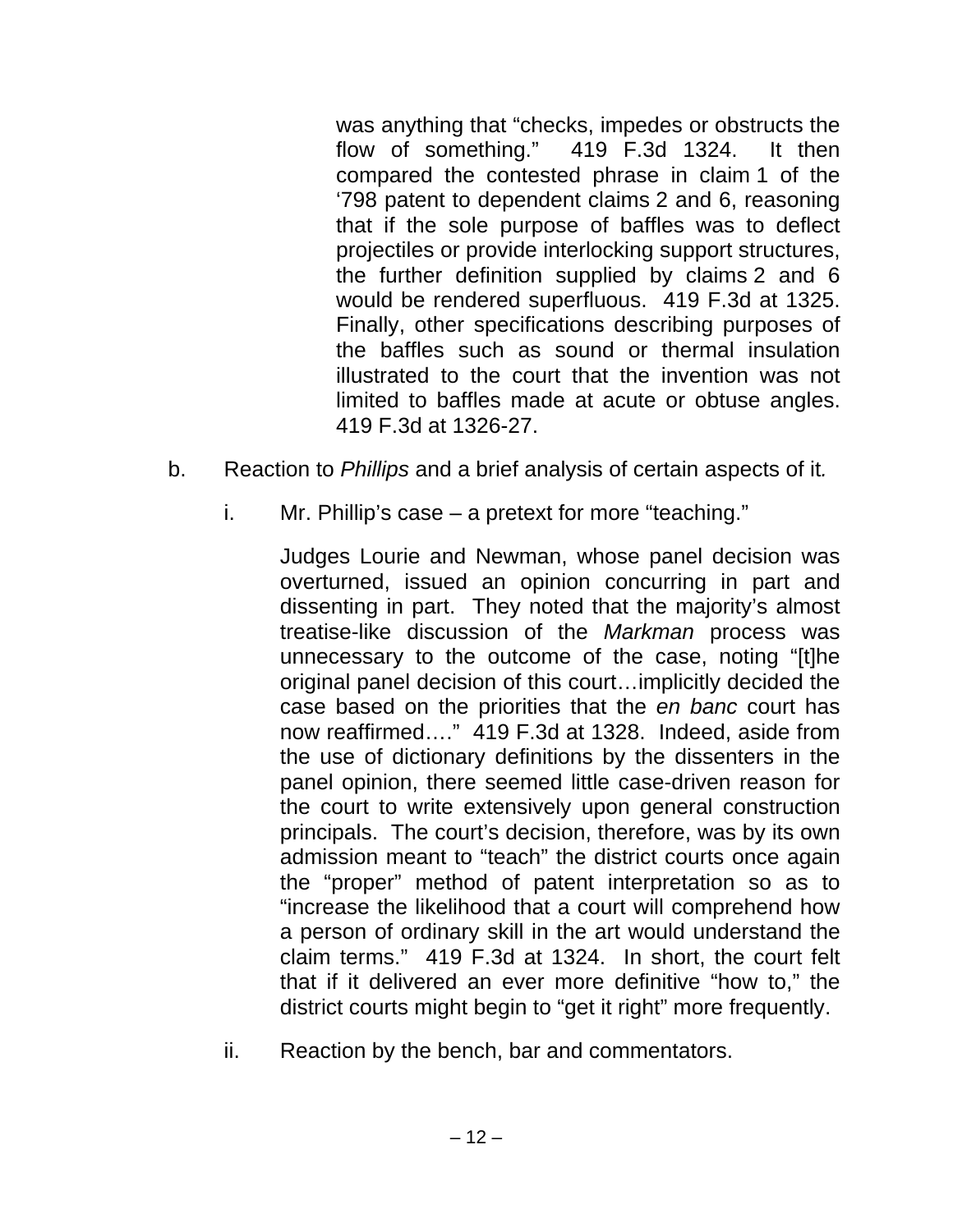was anything that "checks, impedes or obstructs the flow of something." 419 F.3d 1324. It then compared the contested phrase in claim 1 of the '798 patent to dependent claims 2 and 6, reasoning that if the sole purpose of baffles was to deflect projectiles or provide interlocking support structures, the further definition supplied by claims 2 and 6 would be rendered superfluous. 419 F.3d at 1325. Finally, other specifications describing purposes of the baffles such as sound or thermal insulation illustrated to the court that the invention was not limited to baffles made at acute or obtuse angles. 419 F.3d at 1326-27.

b. Reaction to *Phillips* and a brief analysis of certain aspects of it.

i. Mr. Phillip's case – a pretext for more "teaching."

Judges Lourie and Newman, whose panel decision was overturned, issued an opinion concurring in part and dissenting in part. They noted that the majority's almost treatise-like discussion of the *Markman* process was unnecessary to the outcome of the case, noting "[t]he original panel decision of this court…implicitly decided the case based on the priorities that the *en banc* court has now reaffirmed…." 419 F.3d at 1328. Indeed, aside from the use of dictionary definitions by the dissenters in the panel opinion, there seemed little case-driven reason for the court to write extensively upon general construction principals. The court's decision, therefore, was by its own admission meant to "teach" the district courts once again the "proper" method of patent interpretation so as to "increase the likelihood that a court will comprehend how a person of ordinary skill in the art would understand the claim terms." 419 F.3d at 1324. In short, the court felt that if it delivered an ever more definitive "how to," the district courts might begin to "get it right" more frequently.

ii. Reaction by the bench, bar and commentators.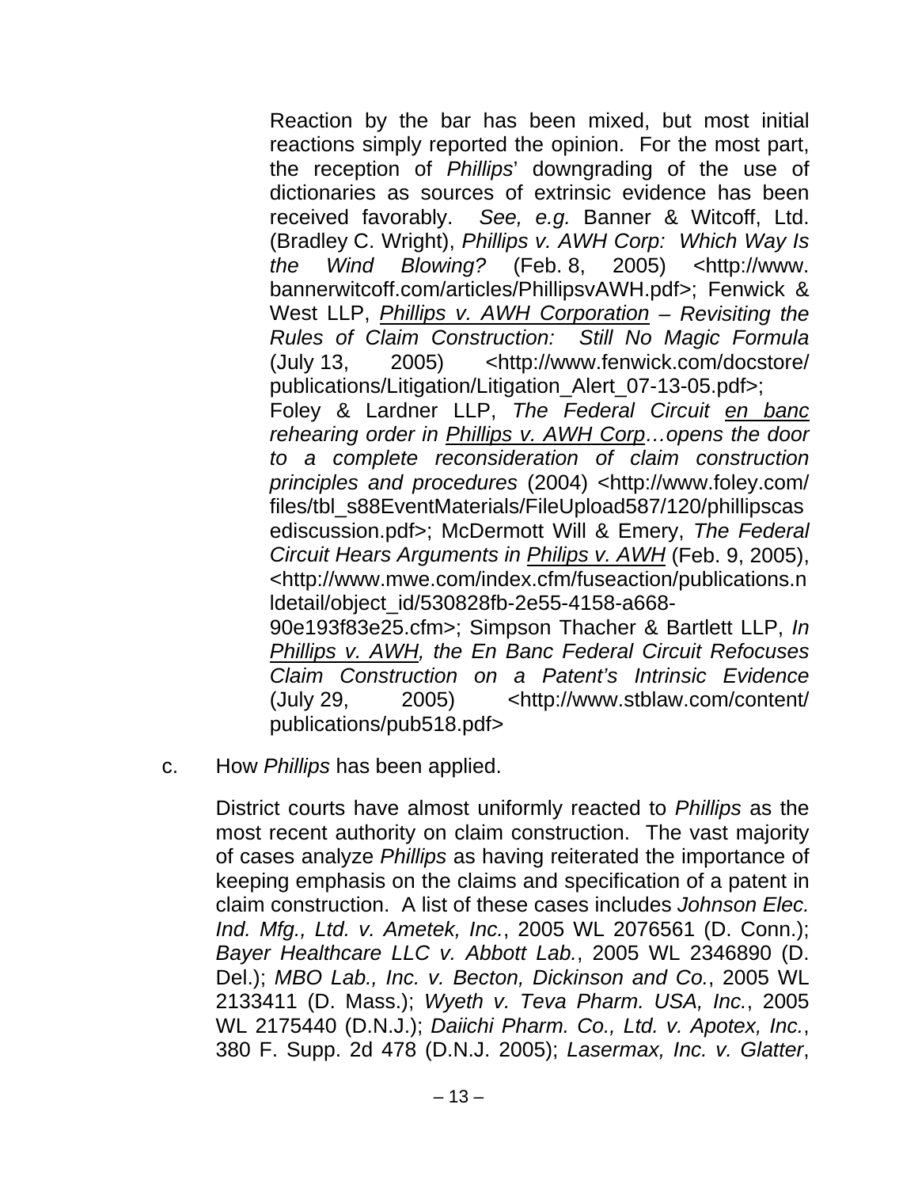Reaction by the bar has been mixed, but most initial reactions simply reported the opinion. For the most part, the reception of *Phillips*' downgrading of the use of dictionaries as sources of extrinsic evidence has been received favorably. *See, e.g.* Banner & Witcoff, Ltd. (Bradley C. Wright), *Phillips v. AWH Corp: Which Way Is the Wind Blowing?* (Feb. 8, 2005) <http://www.bannerwitcoff.com/articles/PhillipsvAWH.pdf>; Fenwick & West LLP, *Phillips v. AWH Corporation – Revisiting the Rules of Claim Construction: Still No Magic Formula* (July 13, 2005) <http://www.fenwick.com/docstore/publications/Litigation/Litigation_Alert_07-13-05.pdf>; Foley & Lardner LLP, *The Federal Circuit en banc rehearing order in Phillips v. AWH Corp…opens the door to a complete reconsideration of claim construction principles and procedures* (2004) <http://www.foley.com/files/tbl_s88EventMaterials/FileUpload587/120/phillipscasediscussion.pdf>; McDermott Will & Emery, *The Federal Circuit Hears Arguments in Philips v. AWH* (Feb. 9, 2005), <http://www.mwe.com/index.cfm/fuseaction/publications.nldetail/object_id/530828fb-2e55-4158-a668-90e193f83e25.cfm>; Simpson Thacher & Bartlett LLP, *In Phillips v. AWH, the En Banc Federal Circuit Refocuses Claim Construction on a Patent's Intrinsic Evidence* (July 29, 2005) <http://www.stblaw.com/content/publications/pub518.pdf>

c. How *Phillips* has been applied.

District courts have almost uniformly reacted to *Phillips* as the most recent authority on claim construction. The vast majority of cases analyze *Phillips* as having reiterated the importance of keeping emphasis on the claims and specification of a patent in claim construction. A list of these cases includes *Johnson Elec. Ind. Mfg., Ltd. v. Ametek, Inc.*, 2005 WL 2076561 (D. Conn.); *Bayer Healthcare LLC v. Abbott Lab.*, 2005 WL 2346890 (D. Del.); *MBO Lab., Inc. v. Becton, Dickinson and Co.*, 2005 WL 2133411 (D. Mass.); *Wyeth v. Teva Pharm. USA, Inc.*, 2005 WL 2175440 (D.N.J.); *Daiichi Pharm. Co., Ltd. v. Apotex, Inc.*, 380 F. Supp. 2d 478 (D.N.J. 2005); *Lasermax, Inc. v. Glatter*,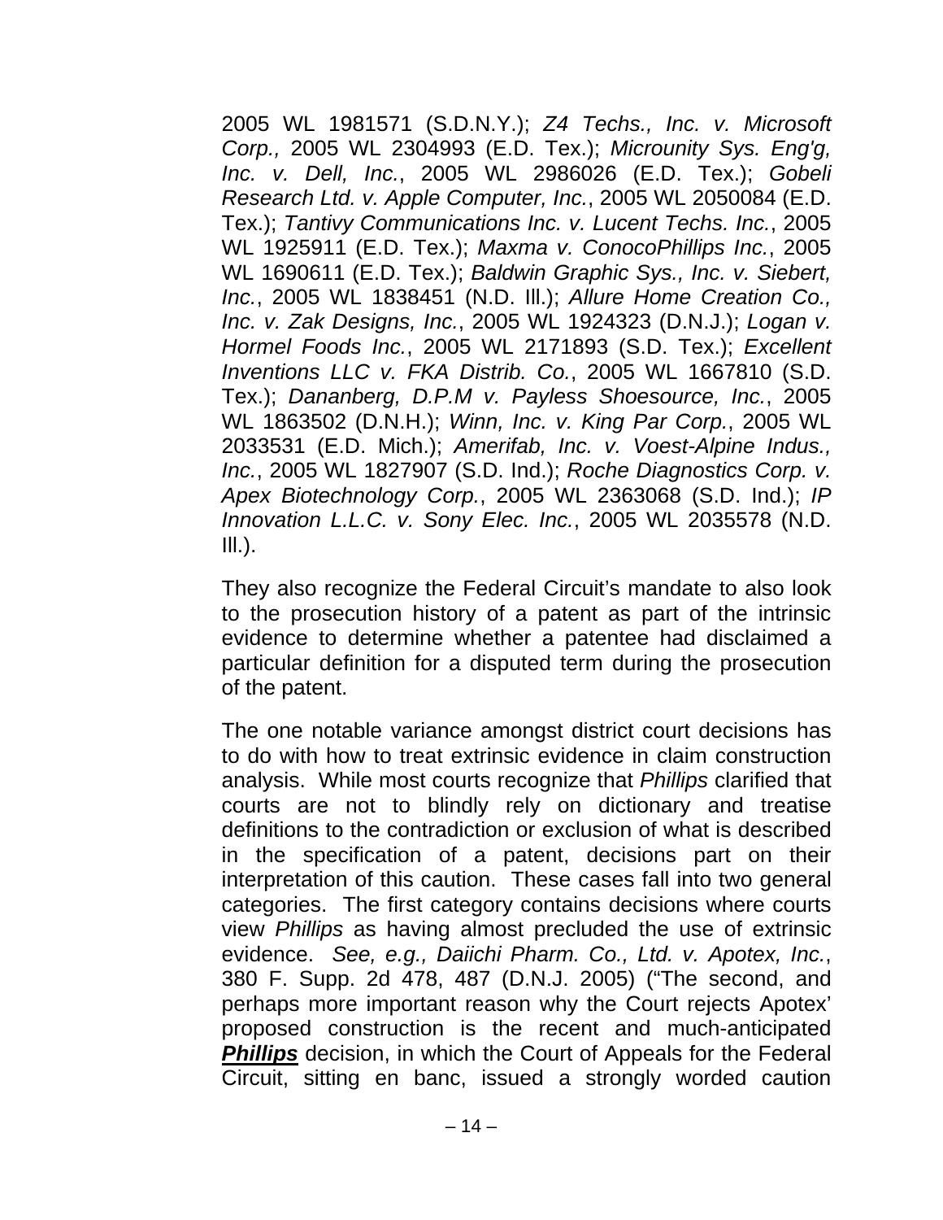2005 WL 1981571 (S.D.N.Y.); *Z4 Techs., Inc. v. Microsoft Corp.,* 2005 WL 2304993 (E.D. Tex.); *Microunity Sys. Eng'g, Inc. v. Dell, Inc.*, 2005 WL 2986026 (E.D. Tex.); *Gobeli Research Ltd. v. Apple Computer, Inc.*, 2005 WL 2050084 (E.D. Tex.); *Tantivy Communications Inc. v. Lucent Techs. Inc.*, 2005 WL 1925911 (E.D. Tex.); *Maxma v. ConocoPhillips Inc.*, 2005 WL 1690611 (E.D. Tex.); *Baldwin Graphic Sys., Inc. v. Siebert, Inc.*, 2005 WL 1838451 (N.D. Ill.); *Allure Home Creation Co., Inc. v. Zak Designs, Inc.*, 2005 WL 1924323 (D.N.J.); *Logan v. Hormel Foods Inc.*, 2005 WL 2171893 (S.D. Tex.); *Excellent Inventions LLC v. FKA Distrib. Co.*, 2005 WL 1667810 (S.D. Tex.); *Dananberg, D.P.M v. Payless Shoesource, Inc.*, 2005 WL 1863502 (D.N.H.); *Winn, Inc. v. King Par Corp.*, 2005 WL 2033531 (E.D. Mich.); *Amerifab, Inc. v. Voest-Alpine Indus., Inc.*, 2005 WL 1827907 (S.D. Ind.); *Roche Diagnostics Corp. v. Apex Biotechnology Corp.*, 2005 WL 2363068 (S.D. Ind.); *IP Innovation L.L.C. v. Sony Elec. Inc.*, 2005 WL 2035578 (N.D. Ill.).

They also recognize the Federal Circuit's mandate to also look to the prosecution history of a patent as part of the intrinsic evidence to determine whether a patentee had disclaimed a particular definition for a disputed term during the prosecution of the patent.

The one notable variance amongst district court decisions has to do with how to treat extrinsic evidence in claim construction analysis. While most courts recognize that *Phillips* clarified that courts are not to blindly rely on dictionary and treatise definitions to the contradiction or exclusion of what is described in the specification of a patent, decisions part on their interpretation of this caution. These cases fall into two general categories. The first category contains decisions where courts view *Phillips* as having almost precluded the use of extrinsic evidence. *See, e.g., Daiichi Pharm. Co., Ltd. v. Apotex, Inc.*, 380 F. Supp. 2d 478, 487 (D.N.J. 2005) ("The second, and perhaps more important reason why the Court rejects Apotex' proposed construction is the recent and much-anticipated ***Phillips*** decision, in which the Court of Appeals for the Federal Circuit, sitting en banc, issued a strongly worded caution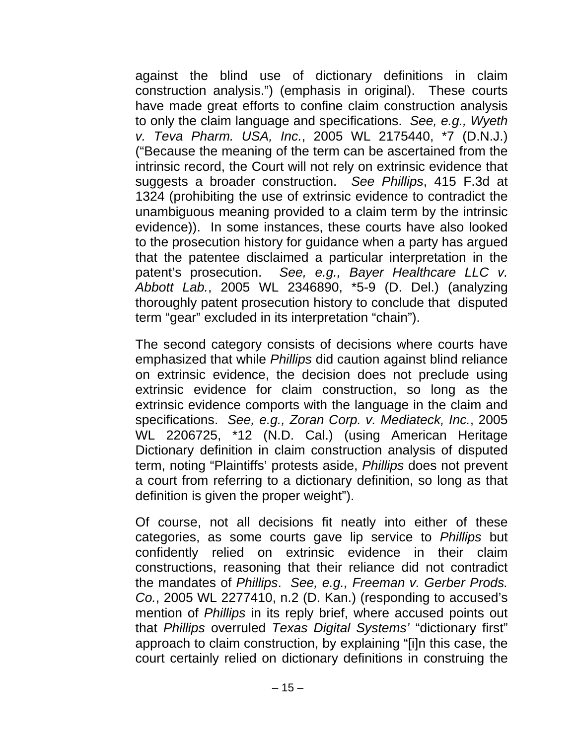against the blind use of dictionary definitions in claim construction analysis.") (emphasis in original). These courts have made great efforts to confine claim construction analysis to only the claim language and specifications. *See, e.g., Wyeth v. Teva Pharm. USA, Inc.*, 2005 WL 2175440, *7 (D.N.J.) ("Because the meaning of the term can be ascertained from the intrinsic record, the Court will not rely on extrinsic evidence that suggests a broader construction. *See Phillips*, 415 F.3d at 1324 (prohibiting the use of extrinsic evidence to contradict the unambiguous meaning provided to a claim term by the intrinsic evidence)). In some instances, these courts have also looked to the prosecution history for guidance when a party has argued that the patentee disclaimed a particular interpretation in the patent's prosecution. *See, e.g., Bayer Healthcare LLC v. Abbott Lab.*, 2005 WL 2346890, *5-9 (D. Del.) (analyzing thoroughly patent prosecution history to conclude that disputed term "gear" excluded in its interpretation "chain").

The second category consists of decisions where courts have emphasized that while *Phillips* did caution against blind reliance on extrinsic evidence, the decision does not preclude using extrinsic evidence for claim construction, so long as the extrinsic evidence comports with the language in the claim and specifications. *See, e.g., Zoran Corp. v. Mediateck, Inc.*, 2005 WL 2206725, *12 (N.D. Cal.) (using American Heritage Dictionary definition in claim construction analysis of disputed term, noting "Plaintiffs' protests aside, *Phillips* does not prevent a court from referring to a dictionary definition, so long as that definition is given the proper weight").

Of course, not all decisions fit neatly into either of these categories, as some courts gave lip service to *Phillips* but confidently relied on extrinsic evidence in their claim constructions, reasoning that their reliance did not contradict the mandates of *Phillips*. *See, e.g., Freeman v. Gerber Prods. Co.*, 2005 WL 2277410, n.2 (D. Kan.) (responding to accused's mention of *Phillips* in its reply brief, where accused points out that *Phillips* overruled *Texas Digital Systems'* "dictionary first" approach to claim construction, by explaining "[i]n this case, the court certainly relied on dictionary definitions in construing the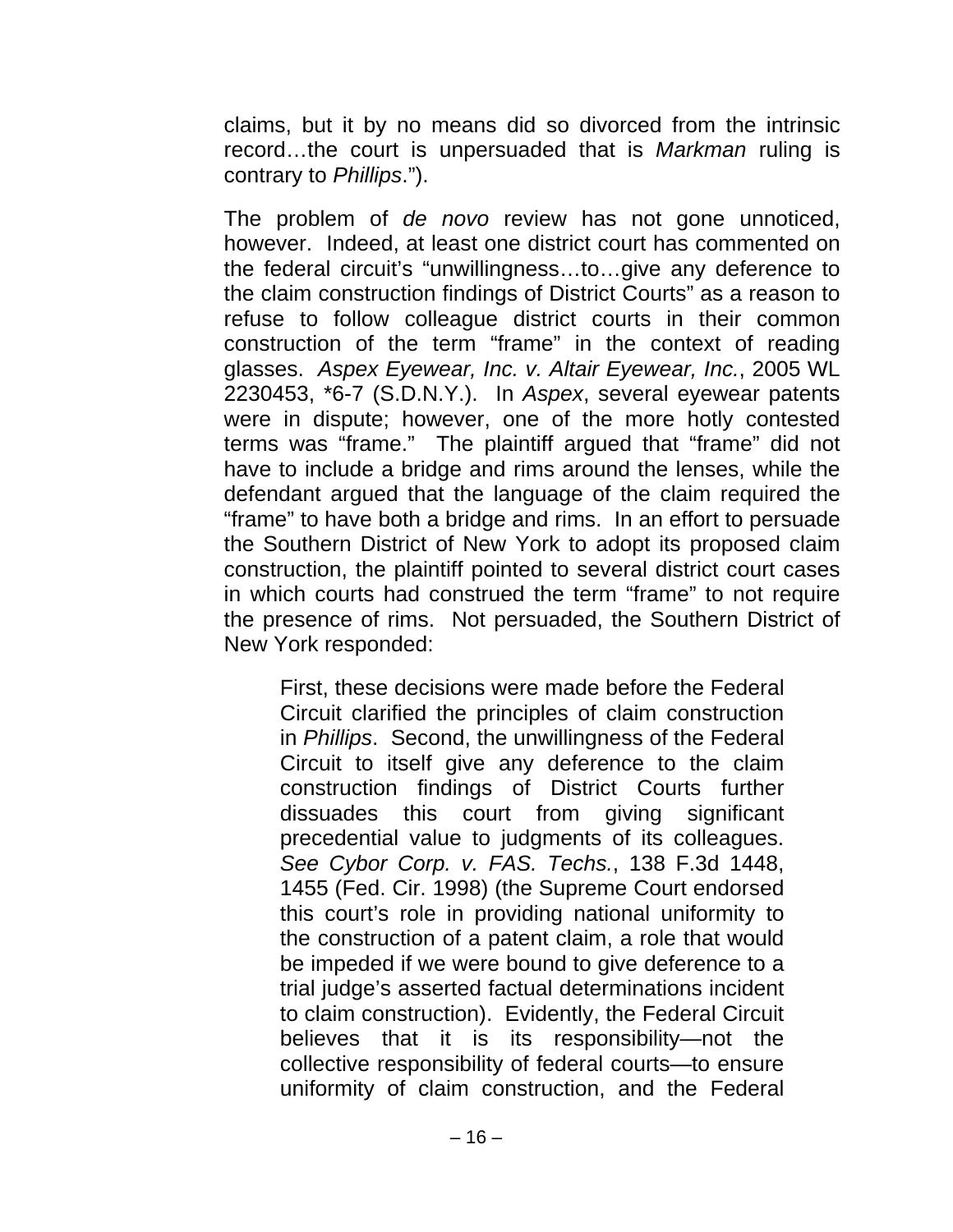claims, but it by no means did so divorced from the intrinsic record…the court is unpersuaded that is *Markman* ruling is contrary to *Phillips*.").

The problem of *de novo* review has not gone unnoticed, however. Indeed, at least one district court has commented on the federal circuit's "unwillingness…to…give any deference to the claim construction findings of District Courts" as a reason to refuse to follow colleague district courts in their common construction of the term "frame" in the context of reading glasses. *Aspex Eyewear, Inc. v. Altair Eyewear, Inc.*, 2005 WL 2230453, *6-7 (S.D.N.Y.). In *Aspex*, several eyewear patents were in dispute; however, one of the more hotly contested terms was "frame." The plaintiff argued that "frame" did not have to include a bridge and rims around the lenses, while the defendant argued that the language of the claim required the "frame" to have both a bridge and rims. In an effort to persuade the Southern District of New York to adopt its proposed claim construction, the plaintiff pointed to several district court cases in which courts had construed the term "frame" to not require the presence of rims. Not persuaded, the Southern District of New York responded:

> First, these decisions were made before the Federal Circuit clarified the principles of claim construction in *Phillips*. Second, the unwillingness of the Federal Circuit to itself give any deference to the claim construction findings of District Courts further dissuades this court from giving significant precedential value to judgments of its colleagues. *See Cybor Corp. v. FAS. Techs.*, 138 F.3d 1448, 1455 (Fed. Cir. 1998) (the Supreme Court endorsed this court's role in providing national uniformity to the construction of a patent claim, a role that would be impeded if we were bound to give deference to a trial judge's asserted factual determinations incident to claim construction). Evidently, the Federal Circuit believes that it is its responsibility—not the collective responsibility of federal courts—to ensure uniformity of claim construction, and the Federal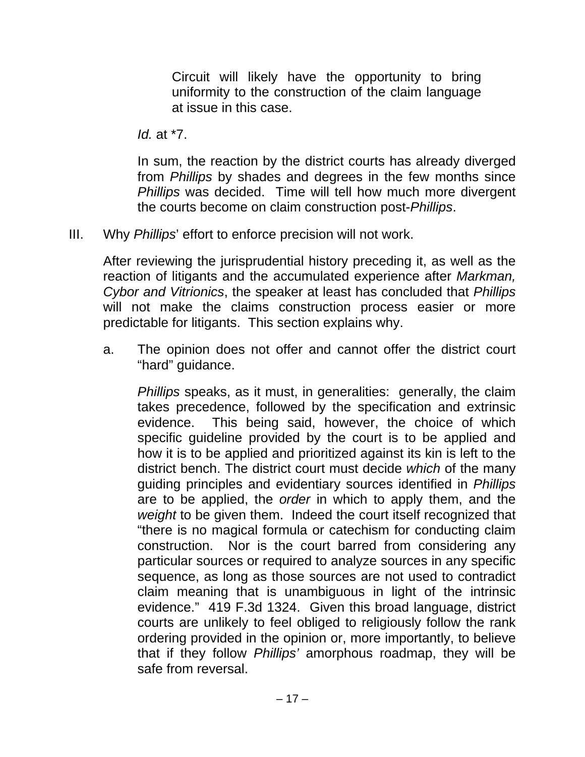> Circuit will likely have the opportunity to bring uniformity to the construction of the claim language at issue in this case.

*Id.* at *7.

In sum, the reaction by the district courts has already diverged from *Phillips* by shades and degrees in the few months since *Phillips* was decided. Time will tell how much more divergent the courts become on claim construction post-*Phillips*.

## III. Why *Phillips*' effort to enforce precision will not work.

After reviewing the jurisprudential history preceding it, as well as the reaction of litigants and the accumulated experience after *Markman, Cybor and Vitrionics*, the speaker at least has concluded that *Phillips* will not make the claims construction process easier or more predictable for litigants. This section explains why.

### a. The opinion does not offer and cannot offer the district court "hard" guidance.

*Phillips* speaks, as it must, in generalities: generally, the claim takes precedence, followed by the specification and extrinsic evidence. This being said, however, the choice of which specific guideline provided by the court is to be applied and how it is to be applied and prioritized against its kin is left to the district bench. The district court must decide *which* of the many guiding principles and evidentiary sources identified in *Phillips* are to be applied, the *order* in which to apply them, and the *weight* to be given them. Indeed the court itself recognized that "there is no magical formula or catechism for conducting claim construction. Nor is the court barred from considering any particular sources or required to analyze sources in any specific sequence, as long as those sources are not used to contradict claim meaning that is unambiguous in light of the intrinsic evidence." 419 F.3d 1324. Given this broad language, district courts are unlikely to feel obliged to religiously follow the rank ordering provided in the opinion or, more importantly, to believe that if they follow *Phillips'* amorphous roadmap, they will be safe from reversal.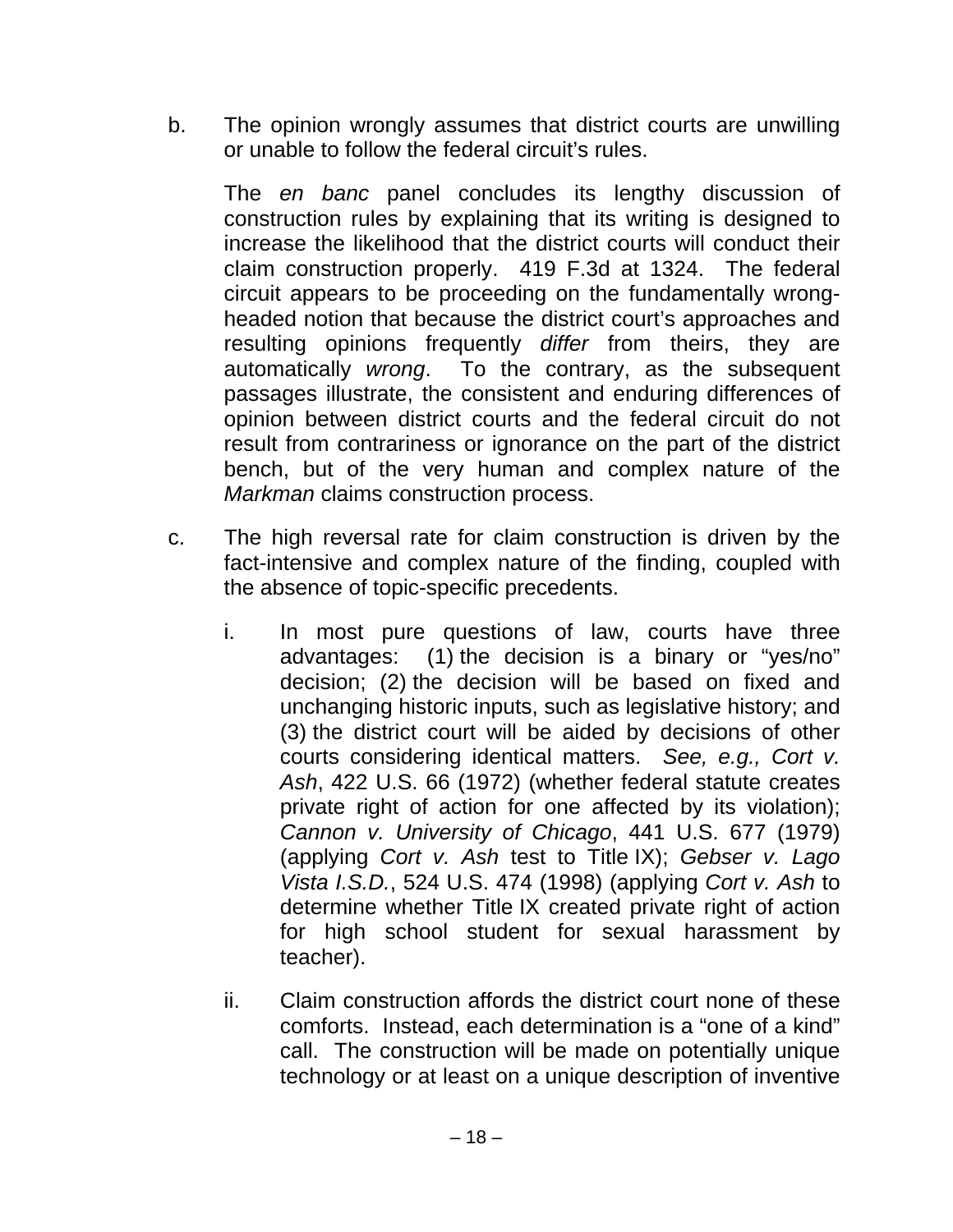b. The opinion wrongly assumes that district courts are unwilling or unable to follow the federal circuit's rules.

   The *en banc* panel concludes its lengthy discussion of construction rules by explaining that its writing is designed to increase the likelihood that the district courts will conduct their claim construction properly. 419 F.3d at 1324. The federal circuit appears to be proceeding on the fundamentally wrong-headed notion that because the district court's approaches and resulting opinions frequently *differ* from theirs, they are automatically *wrong*. To the contrary, as the subsequent passages illustrate, the consistent and enduring differences of opinion between district courts and the federal circuit do not result from contrariness or ignorance on the part of the district bench, but of the very human and complex nature of the *Markman* claims construction process.

c. The high reversal rate for claim construction is driven by the fact-intensive and complex nature of the finding, coupled with the absence of topic-specific precedents.

   i. In most pure questions of law, courts have three advantages: (1) the decision is a binary or "yes/no" decision; (2) the decision will be based on fixed and unchanging historic inputs, such as legislative history; and (3) the district court will be aided by decisions of other courts considering identical matters. *See, e.g., Cort v. Ash*, 422 U.S. 66 (1972) (whether federal statute creates private right of action for one affected by its violation); *Cannon v. University of Chicago*, 441 U.S. 677 (1979) (applying *Cort v. Ash* test to Title IX); *Gebser v. Lago Vista I.S.D.*, 524 U.S. 474 (1998) (applying *Cort v. Ash* to determine whether Title IX created private right of action for high school student for sexual harassment by teacher).

   ii. Claim construction affords the district court none of these comforts. Instead, each determination is a "one of a kind" call. The construction will be made on potentially unique technology or at least on a unique description of inventive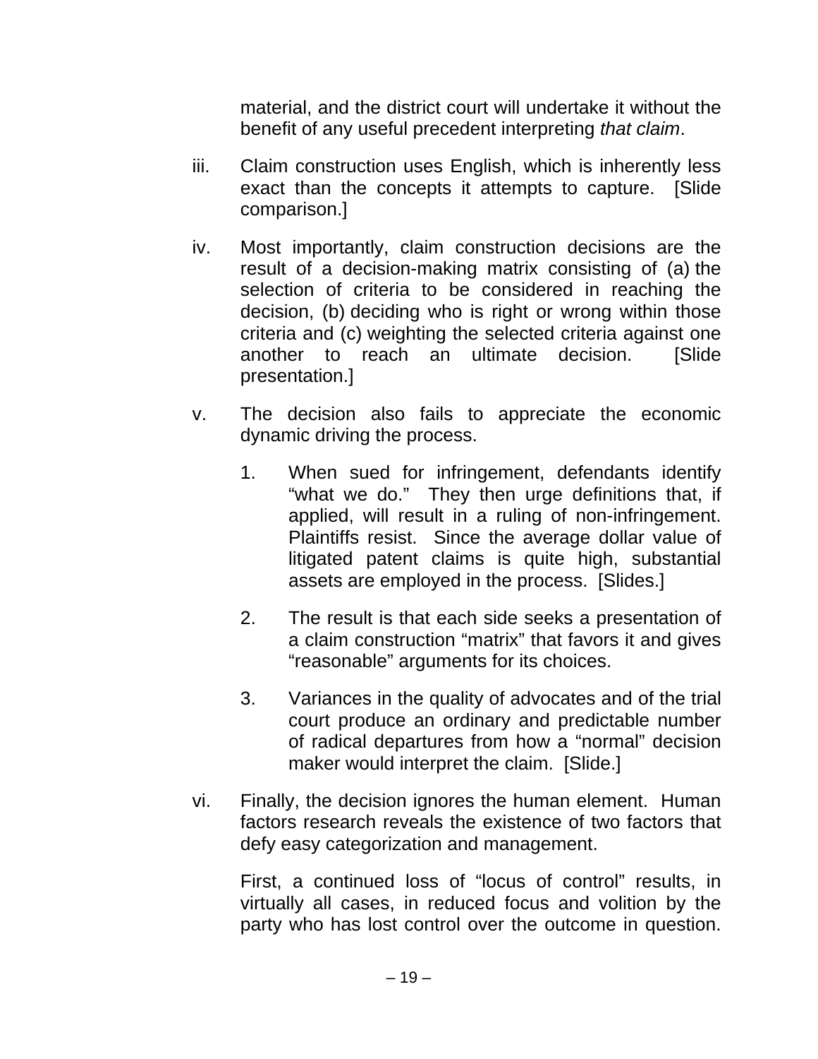material, and the district court will undertake it without the benefit of any useful precedent interpreting *that claim*.

iii. Claim construction uses English, which is inherently less exact than the concepts it attempts to capture. [Slide comparison.]

iv. Most importantly, claim construction decisions are the result of a decision-making matrix consisting of (a) the selection of criteria to be considered in reaching the decision, (b) deciding who is right or wrong within those criteria and (c) weighting the selected criteria against one another to reach an ultimate decision. [Slide presentation.]

v. The decision also fails to appreciate the economic dynamic driving the process.

   1. When sued for infringement, defendants identify "what we do." They then urge definitions that, if applied, will result in a ruling of non-infringement. Plaintiffs resist. Since the average dollar value of litigated patent claims is quite high, substantial assets are employed in the process. [Slides.]

   2. The result is that each side seeks a presentation of a claim construction "matrix" that favors it and gives "reasonable" arguments for its choices.

   3. Variances in the quality of advocates and of the trial court produce an ordinary and predictable number of radical departures from how a "normal" decision maker would interpret the claim. [Slide.]

vi. Finally, the decision ignores the human element. Human factors research reveals the existence of two factors that defy easy categorization and management.

   First, a continued loss of "locus of control" results, in virtually all cases, in reduced focus and volition by the party who has lost control over the outcome in question.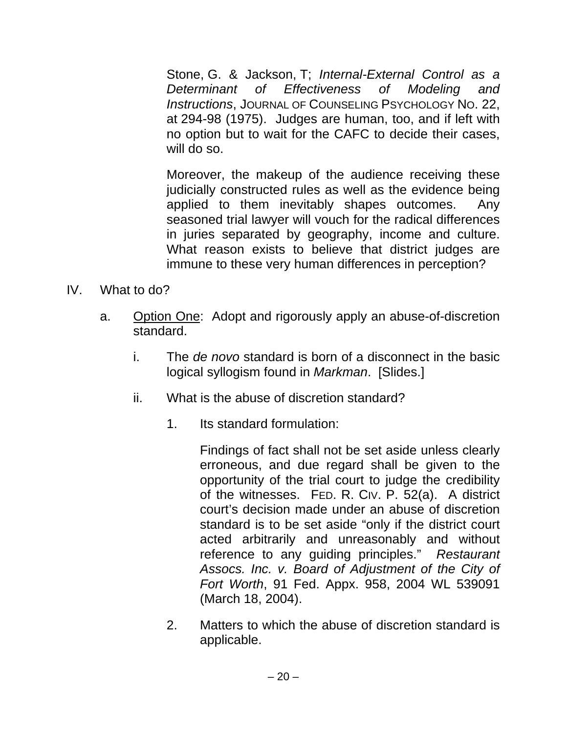Stone, G. & Jackson, T; *Internal-External Control as a Determinant of Effectiveness of Modeling and Instructions*, JOURNAL OF COUNSELING PSYCHOLOGY NO. 22, at 294-98 (1975). Judges are human, too, and if left with no option but to wait for the CAFC to decide their cases, will do so.

Moreover, the makeup of the audience receiving these judicially constructed rules as well as the evidence being applied to them inevitably shapes outcomes. Any seasoned trial lawyer will vouch for the radical differences in juries separated by geography, income and culture. What reason exists to believe that district judges are immune to these very human differences in perception?

IV. What to do?

a. Option One: Adopt and rigorously apply an abuse-of-discretion standard.

i. The *de novo* standard is born of a disconnect in the basic logical syllogism found in *Markman*. [Slides.]

ii. What is the abuse of discretion standard?

1. Its standard formulation:

Findings of fact shall not be set aside unless clearly erroneous, and due regard shall be given to the opportunity of the trial court to judge the credibility of the witnesses. FED. R. CIV. P. 52(a). A district court's decision made under an abuse of discretion standard is to be set aside "only if the district court acted arbitrarily and unreasonably and without reference to any guiding principles." *Restaurant Assocs. Inc. v. Board of Adjustment of the City of Fort Worth*, 91 Fed. Appx. 958, 2004 WL 539091 (March 18, 2004).

2. Matters to which the abuse of discretion standard is applicable.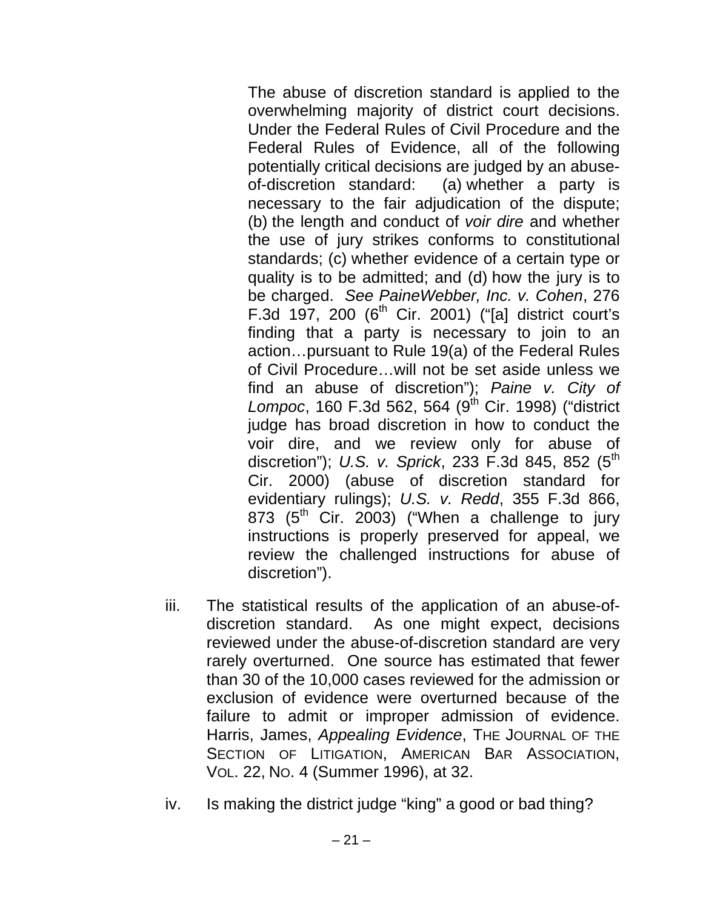> The abuse of discretion standard is applied to the overwhelming majority of district court decisions. Under the Federal Rules of Civil Procedure and the Federal Rules of Evidence, all of the following potentially critical decisions are judged by an abuse-of-discretion standard: (a) whether a party is necessary to the fair adjudication of the dispute; (b) the length and conduct of *voir dire* and whether the use of jury strikes conforms to constitutional standards; (c) whether evidence of a certain type or quality is to be admitted; and (d) how the jury is to be charged. *See PaineWebber, Inc. v. Cohen*, 276 F.3d 197, 200 (6th Cir. 2001) ("[a] district court's finding that a party is necessary to join to an action…pursuant to Rule 19(a) of the Federal Rules of Civil Procedure…will not be set aside unless we find an abuse of discretion"); *Paine v. City of Lompoc*, 160 F.3d 562, 564 (9th Cir. 1998) ("district judge has broad discretion in how to conduct the voir dire, and we review only for abuse of discretion"); *U.S. v. Sprick*, 233 F.3d 845, 852 (5th Cir. 2000) (abuse of discretion standard for evidentiary rulings); *U.S. v. Redd*, 355 F.3d 866, 873 (5th Cir. 2003) ("When a challenge to jury instructions is properly preserved for appeal, we review the challenged instructions for abuse of discretion").

iii. The statistical results of the application of an abuse-of-discretion standard. As one might expect, decisions reviewed under the abuse-of-discretion standard are very rarely overturned. One source has estimated that fewer than 30 of the 10,000 cases reviewed for the admission or exclusion of evidence were overturned because of the failure to admit or improper admission of evidence. Harris, James, *Appealing Evidence*, The Journal of the Section of Litigation, American Bar Association, Vol. 22, No. 4 (Summer 1996), at 32.

iv. Is making the district judge "king" a good or bad thing?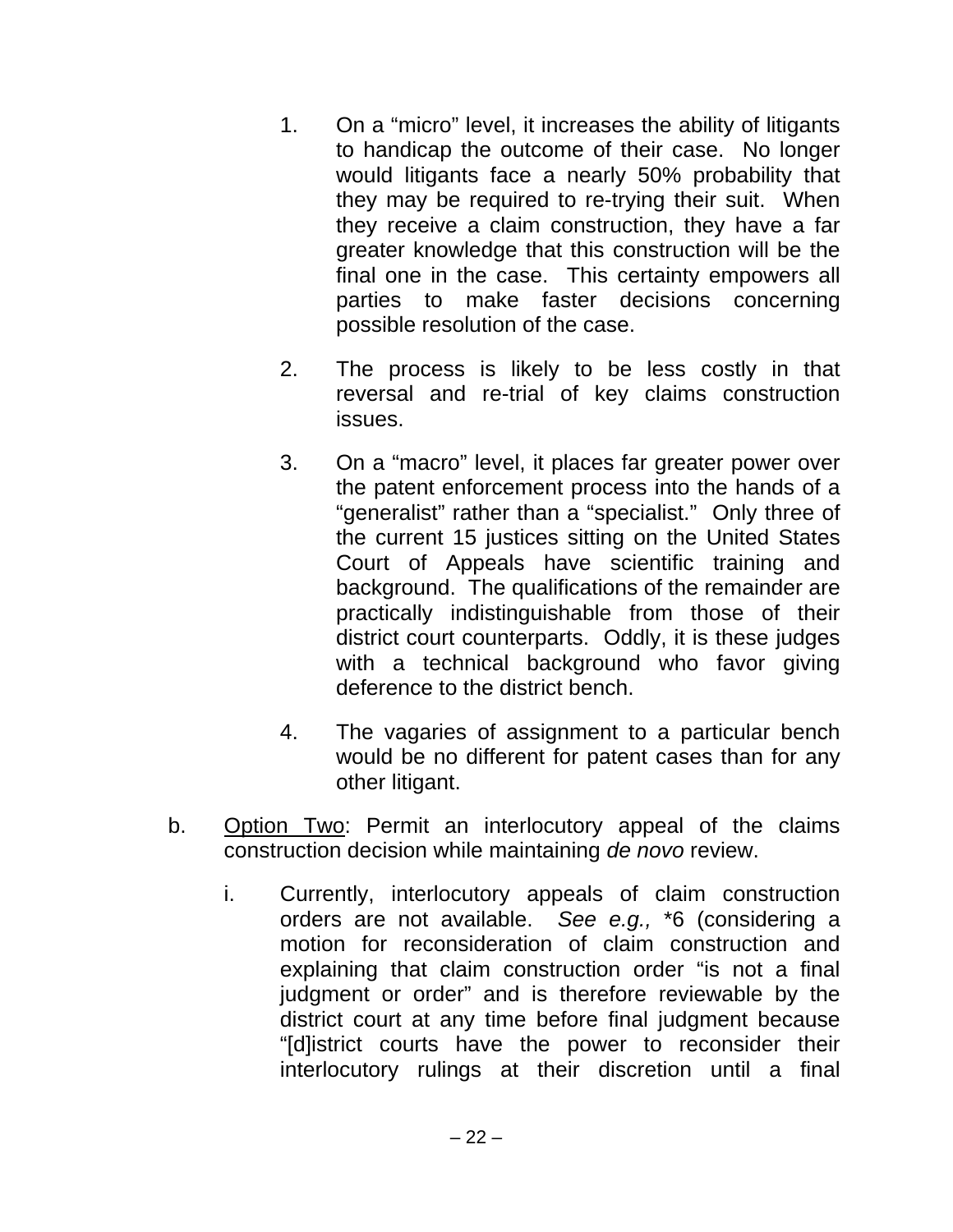1. On a "micro" level, it increases the ability of litigants to handicap the outcome of their case. No longer would litigants face a nearly 50% probability that they may be required to re-trying their suit. When they receive a claim construction, they have a far greater knowledge that this construction will be the final one in the case. This certainty empowers all parties to make faster decisions concerning possible resolution of the case.

2. The process is likely to be less costly in that reversal and re-trial of key claims construction issues.

3. On a "macro" level, it places far greater power over the patent enforcement process into the hands of a "generalist" rather than a "specialist." Only three of the current 15 justices sitting on the United States Court of Appeals have scientific training and background. The qualifications of the remainder are practically indistinguishable from those of their district court counterparts. Oddly, it is these judges with a technical background who favor giving deference to the district bench.

4. The vagaries of assignment to a particular bench would be no different for patent cases than for any other litigant.

b. <u>Option Two</u>: Permit an interlocutory appeal of the claims construction decision while maintaining *de novo* review.

   i. Currently, interlocutory appeals of claim construction orders are not available. *See e.g.,* *6 (considering a motion for reconsideration of claim construction and explaining that claim construction order "is not a final judgment or order" and is therefore reviewable by the district court at any time before final judgment because "[d]istrict courts have the power to reconsider their interlocutory rulings at their discretion until a final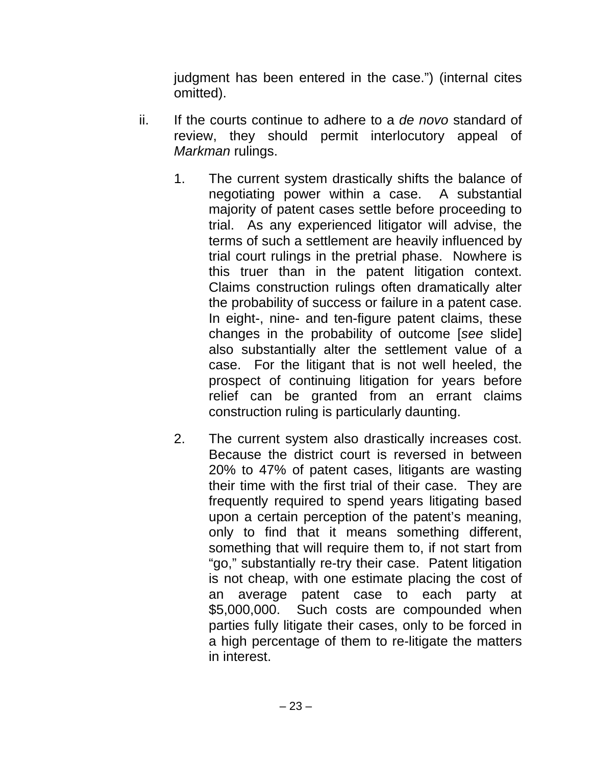judgment has been entered in the case.") (internal cites omitted).

ii. If the courts continue to adhere to a *de novo* standard of review, they should permit interlocutory appeal of *Markman* rulings.

   1. The current system drastically shifts the balance of negotiating power within a case. A substantial majority of patent cases settle before proceeding to trial. As any experienced litigator will advise, the terms of such a settlement are heavily influenced by trial court rulings in the pretrial phase. Nowhere is this truer than in the patent litigation context. Claims construction rulings often dramatically alter the probability of success or failure in a patent case. In eight-, nine- and ten-figure patent claims, these changes in the probability of outcome [*see* slide] also substantially alter the settlement value of a case. For the litigant that is not well heeled, the prospect of continuing litigation for years before relief can be granted from an errant claims construction ruling is particularly daunting.

   2. The current system also drastically increases cost. Because the district court is reversed in between 20% to 47% of patent cases, litigants are wasting their time with the first trial of their case. They are frequently required to spend years litigating based upon a certain perception of the patent's meaning, only to find that it means something different, something that will require them to, if not start from "go," substantially re-try their case. Patent litigation is not cheap, with one estimate placing the cost of an average patent case to each party at $5,000,000. Such costs are compounded when parties fully litigate their cases, only to be forced in a high percentage of them to re-litigate the matters in interest.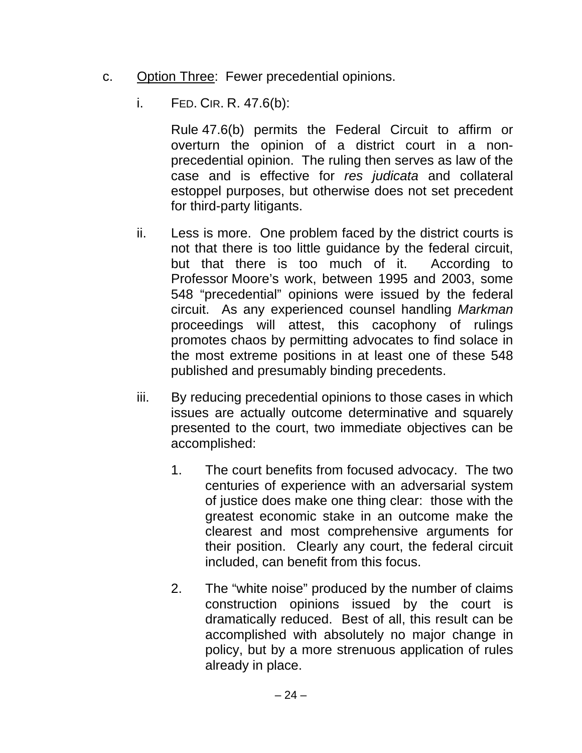c. <u>Option Three</u>: Fewer precedential opinions.

i. FED. CIR. R. 47.6(b):

Rule 47.6(b) permits the Federal Circuit to affirm or overturn the opinion of a district court in a non-precedential opinion. The ruling then serves as law of the case and is effective for *res judicata* and collateral estoppel purposes, but otherwise does not set precedent for third-party litigants.

ii. Less is more. One problem faced by the district courts is not that there is too little guidance by the federal circuit, but that there is too much of it. According to Professor Moore's work, between 1995 and 2003, some 548 "precedential" opinions were issued by the federal circuit. As any experienced counsel handling *Markman* proceedings will attest, this cacophony of rulings promotes chaos by permitting advocates to find solace in the most extreme positions in at least one of these 548 published and presumably binding precedents.

iii. By reducing precedential opinions to those cases in which issues are actually outcome determinative and squarely presented to the court, two immediate objectives can be accomplished:

1. The court benefits from focused advocacy. The two centuries of experience with an adversarial system of justice does make one thing clear: those with the greatest economic stake in an outcome make the clearest and most comprehensive arguments for their position. Clearly any court, the federal circuit included, can benefit from this focus.

2. The "white noise" produced by the number of claims construction opinions issued by the court is dramatically reduced. Best of all, this result can be accomplished with absolutely no major change in policy, but by a more strenuous application of rules already in place.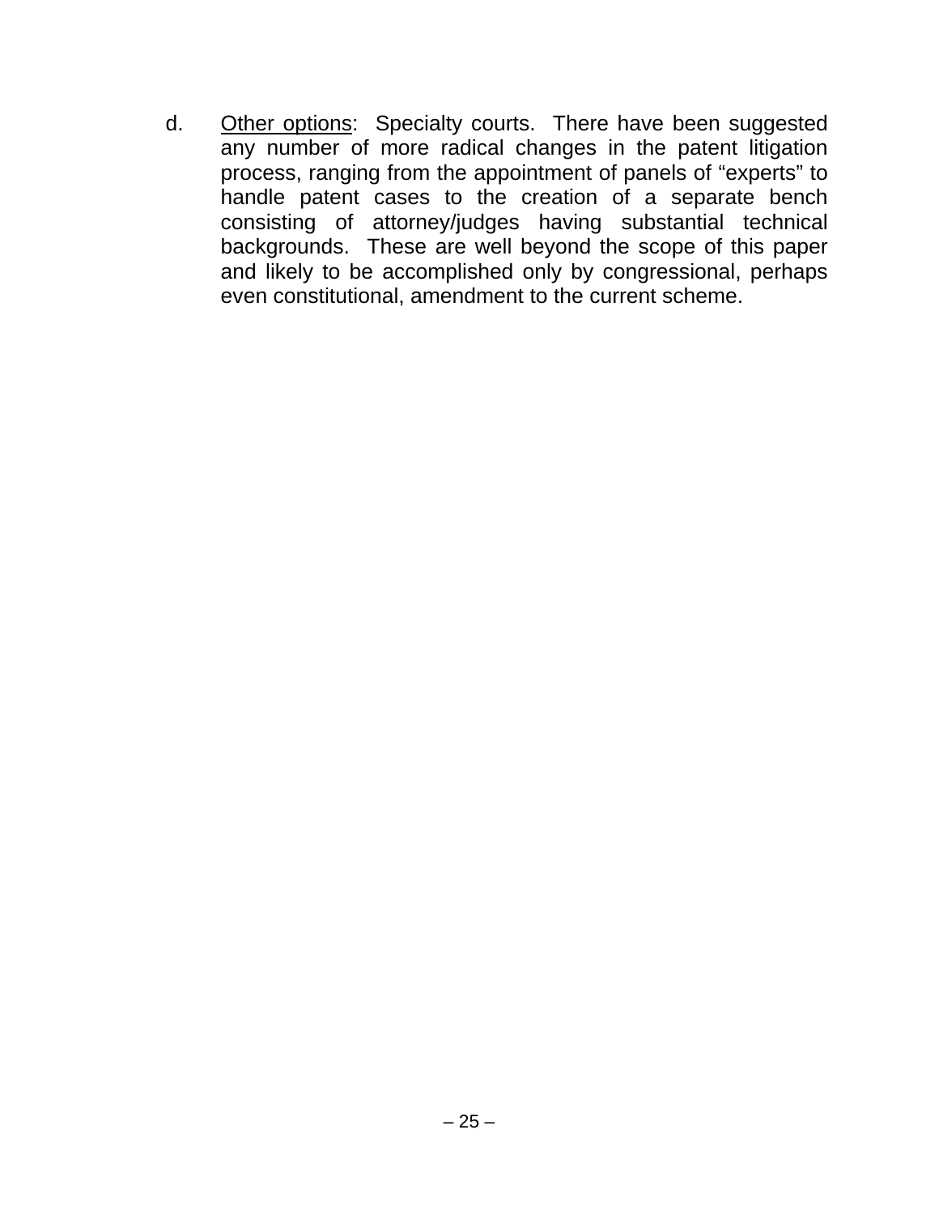d. <u>Other options</u>: Specialty courts. There have been suggested any number of more radical changes in the patent litigation process, ranging from the appointment of panels of "experts" to handle patent cases to the creation of a separate bench consisting of attorney/judges having substantial technical backgrounds. These are well beyond the scope of this paper and likely to be accomplished only by congressional, perhaps even constitutional, amendment to the current scheme.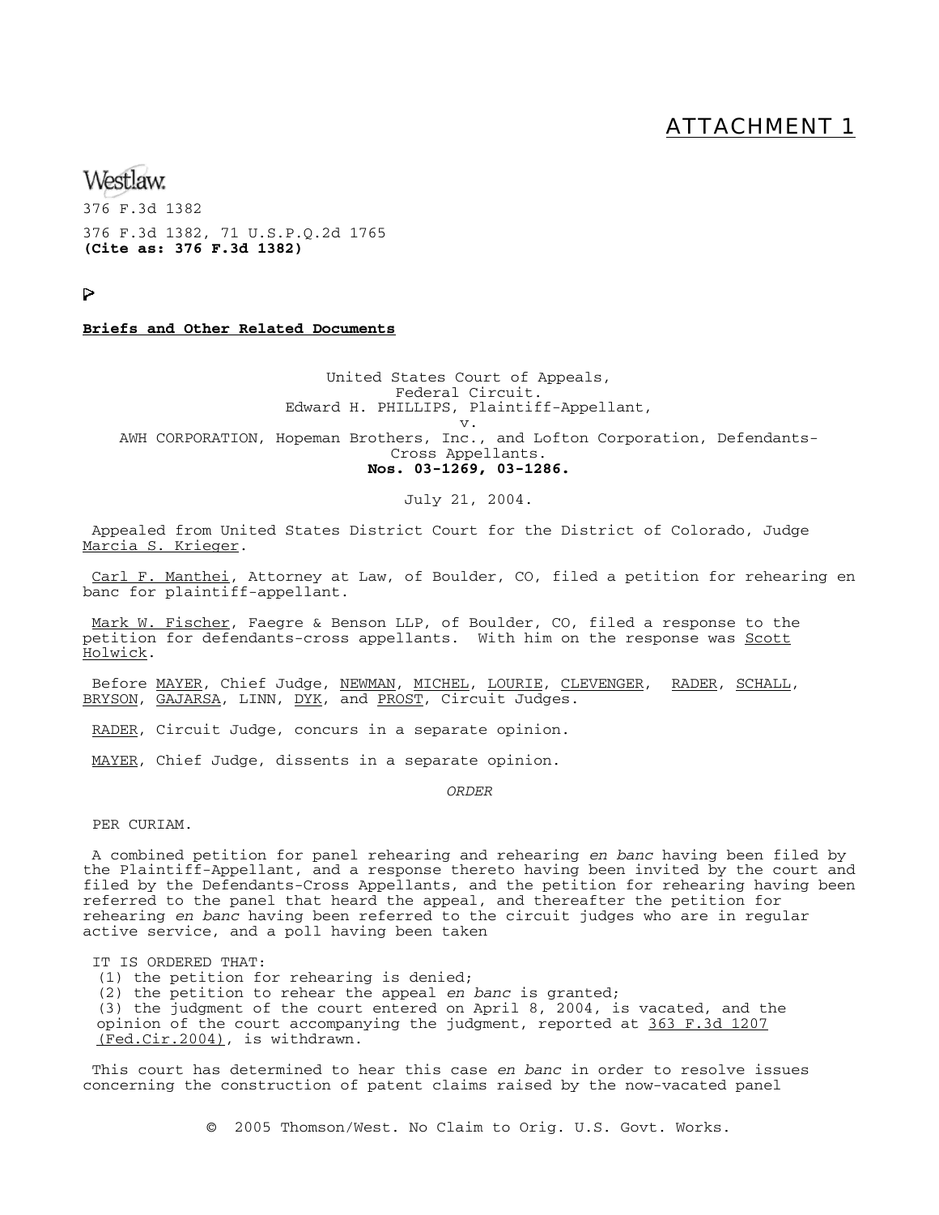# ATTACHMENT 1

Westlaw.

376 F.3d 1382

376 F.3d 1382, 71 U.S.P.Q.2d 1765
**(Cite as: 376 F.3d 1382)**

**Briefs and Other Related Documents**

United States Court of Appeals,
Federal Circuit.
Edward H. PHILLIPS, Plaintiff-Appellant,
v.
AWH CORPORATION, Hopeman Brothers, Inc., and Lofton Corporation, Defendants-Cross Appellants.
**Nos. 03-1269, 03-1286.**

July 21, 2004.

Appealed from United States District Court for the District of Colorado, Judge Marcia S. Krieger.

Carl F. Manthei, Attorney at Law, of Boulder, CO, filed a petition for rehearing en banc for plaintiff-appellant.

Mark W. Fischer, Faegre & Benson LLP, of Boulder, CO, filed a response to the petition for defendants-cross appellants. With him on the response was Scott Holwick.

Before MAYER, Chief Judge, NEWMAN, MICHEL, LOURIE, CLEVENGER, RADER, SCHALL, BRYSON, GAJARSA, LINN, DYK, and PROST, Circuit Judges.

RADER, Circuit Judge, concurs in a separate opinion.

MAYER, Chief Judge, dissents in a separate opinion.

*ORDER*

PER CURIAM.

A combined petition for panel rehearing and rehearing *en banc* having been filed by the Plaintiff-Appellant, and a response thereto having been invited by the court and filed by the Defendants-Cross Appellants, and the petition for rehearing having been referred to the panel that heard the appeal, and thereafter the petition for rehearing *en banc* having been referred to the circuit judges who are in regular active service, and a poll having been taken

IT IS ORDERED THAT:
(1) the petition for rehearing is denied;
(2) the petition to rehear the appeal *en banc* is granted;
(3) the judgment of the court entered on April 8, 2004, is vacated, and the opinion of the court accompanying the judgment, reported at 363 F.3d 1207 (Fed.Cir.2004), is withdrawn.

This court has determined to hear this case *en banc* in order to resolve issues concerning the construction of patent claims raised by the now-vacated panel

© 2005 Thomson/West. No Claim to Orig. U.S. Govt. Works.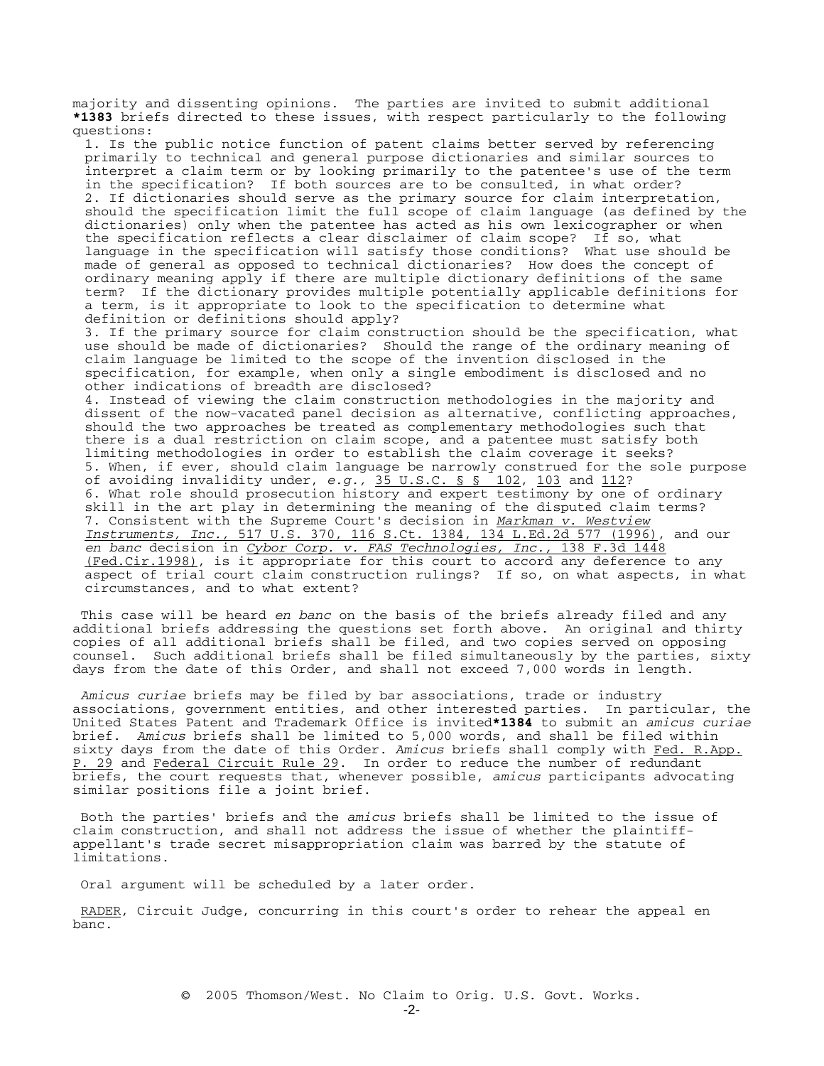majority and dissenting opinions. The parties are invited to submit additional **\*1383** briefs directed to these issues, with respect particularly to the following questions:

1. Is the public notice function of patent claims better served by referencing primarily to technical and general purpose dictionaries and similar sources to interpret a claim term or by looking primarily to the patentee's use of the term in the specification? If both sources are to be consulted, in what order?
2. If dictionaries should serve as the primary source for claim interpretation, should the specification limit the full scope of claim language (as defined by the dictionaries) only when the patentee has acted as his own lexicographer or when the specification reflects a clear disclaimer of claim scope? If so, what language in the specification will satisfy those conditions? What use should be made of general as opposed to technical dictionaries? How does the concept of ordinary meaning apply if there are multiple dictionary definitions of the same term? If the dictionary provides multiple potentially applicable definitions for a term, is it appropriate to look to the specification to determine what definition or definitions should apply?
3. If the primary source for claim construction should be the specification, what use should be made of dictionaries? Should the range of the ordinary meaning of claim language be limited to the scope of the invention disclosed in the specification, for example, when only a single embodiment is disclosed and no other indications of breadth are disclosed?
4. Instead of viewing the claim construction methodologies in the majority and dissent of the now-vacated panel decision as alternative, conflicting approaches, should the two approaches be treated as complementary methodologies such that there is a dual restriction on claim scope, and a patentee must satisfy both limiting methodologies in order to establish the claim coverage it seeks?
5. When, if ever, should claim language be narrowly construed for the sole purpose of avoiding invalidity under, *e.g.,* 35 U.S.C. § § 102, 103 and 112?
6. What role should prosecution history and expert testimony by one of ordinary skill in the art play in determining the meaning of the disputed claim terms?
7. Consistent with the Supreme Court's decision in *Markman v. Westview Instruments, Inc.,* 517 U.S. 370, 116 S.Ct. 1384, 134 L.Ed.2d 577 (1996), and our *en banc* decision in *Cybor Corp. v. FAS Technologies, Inc.,* 138 F.3d 1448 (Fed.Cir.1998), is it appropriate for this court to accord any deference to any aspect of trial court claim construction rulings? If so, on what aspects, in what circumstances, and to what extent?

This case will be heard *en banc* on the basis of the briefs already filed and any additional briefs addressing the questions set forth above. An original and thirty copies of all additional briefs shall be filed, and two copies served on opposing counsel. Such additional briefs shall be filed simultaneously by the parties, sixty days from the date of this Order, and shall not exceed 7,000 words in length.

*Amicus curiae* briefs may be filed by bar associations, trade or industry associations, government entities, and other interested parties. In particular, the United States Patent and Trademark Office is invited**\*1384** to submit an *amicus curiae* brief. *Amicus* briefs shall be limited to 5,000 words, and shall be filed within sixty days from the date of this Order. *Amicus* briefs shall comply with Fed. R.App. P. 29 and Federal Circuit Rule 29. In order to reduce the number of redundant briefs, the court requests that, whenever possible, *amicus* participants advocating similar positions file a joint brief.

Both the parties' briefs and the *amicus* briefs shall be limited to the issue of claim construction, and shall not address the issue of whether the plaintiff-appellant's trade secret misappropriation claim was barred by the statute of limitations.

Oral argument will be scheduled by a later order.

RADER, Circuit Judge, concurring in this court's order to rehear the appeal en banc.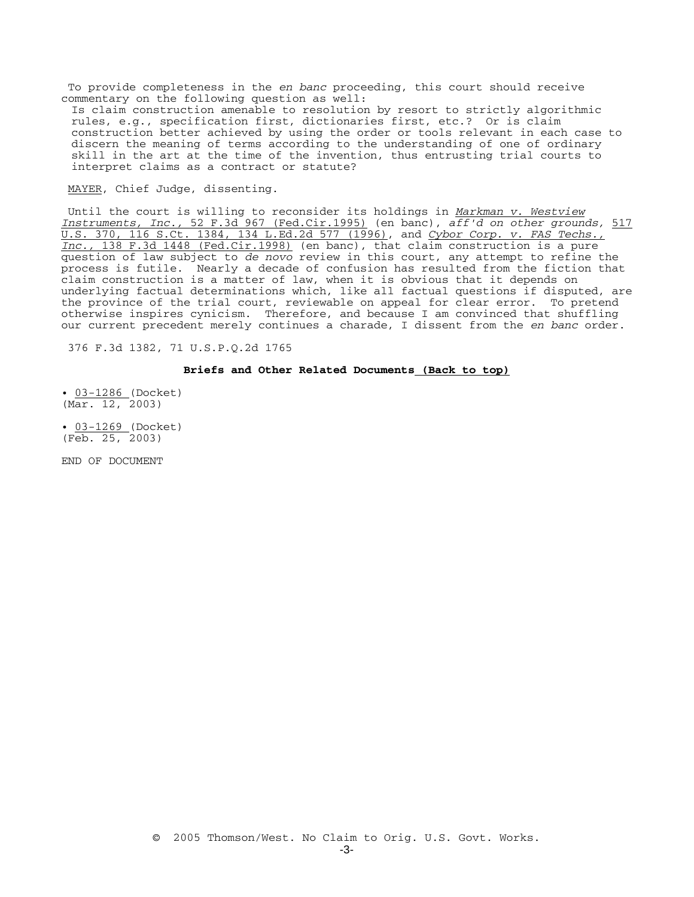To provide completeness in the *en banc* proceeding, this court should receive commentary on the following question as well:

> Is claim construction amenable to resolution by resort to strictly algorithmic rules, e.g., specification first, dictionaries first, etc.? Or is claim construction better achieved by using the order or tools relevant in each case to discern the meaning of terms according to the understanding of one of ordinary skill in the art at the time of the invention, thus entrusting trial courts to interpret claims as a contract or statute?

MAYER, Chief Judge, dissenting.

Until the court is willing to reconsider its holdings in *Markman v. Westview Instruments, Inc.,* 52 F.3d 967 (Fed.Cir.1995) (en banc), *aff'd on other grounds,* 517 U.S. 370, 116 S.Ct. 1384, 134 L.Ed.2d 577 (1996), and *Cybor Corp. v. FAS Techs., Inc.,* 138 F.3d 1448 (Fed.Cir.1998) (en banc), that claim construction is a pure question of law subject to *de novo* review in this court, any attempt to refine the process is futile. Nearly a decade of confusion has resulted from the fiction that claim construction is a matter of law, when it is obvious that it depends on underlying factual determinations which, like all factual questions if disputed, are the province of the trial court, reviewable on appeal for clear error. To pretend otherwise inspires cynicism. Therefore, and because I am convinced that shuffling our current precedent merely continues a charade, I dissent from the *en banc* order.

376 F.3d 1382, 71 U.S.P.Q.2d 1765

**Briefs and Other Related Documents (Back to top)**

- 03-1286 (Docket) (Mar. 12, 2003)
- 03-1269 (Docket) (Feb. 25, 2003)

END OF DOCUMENT